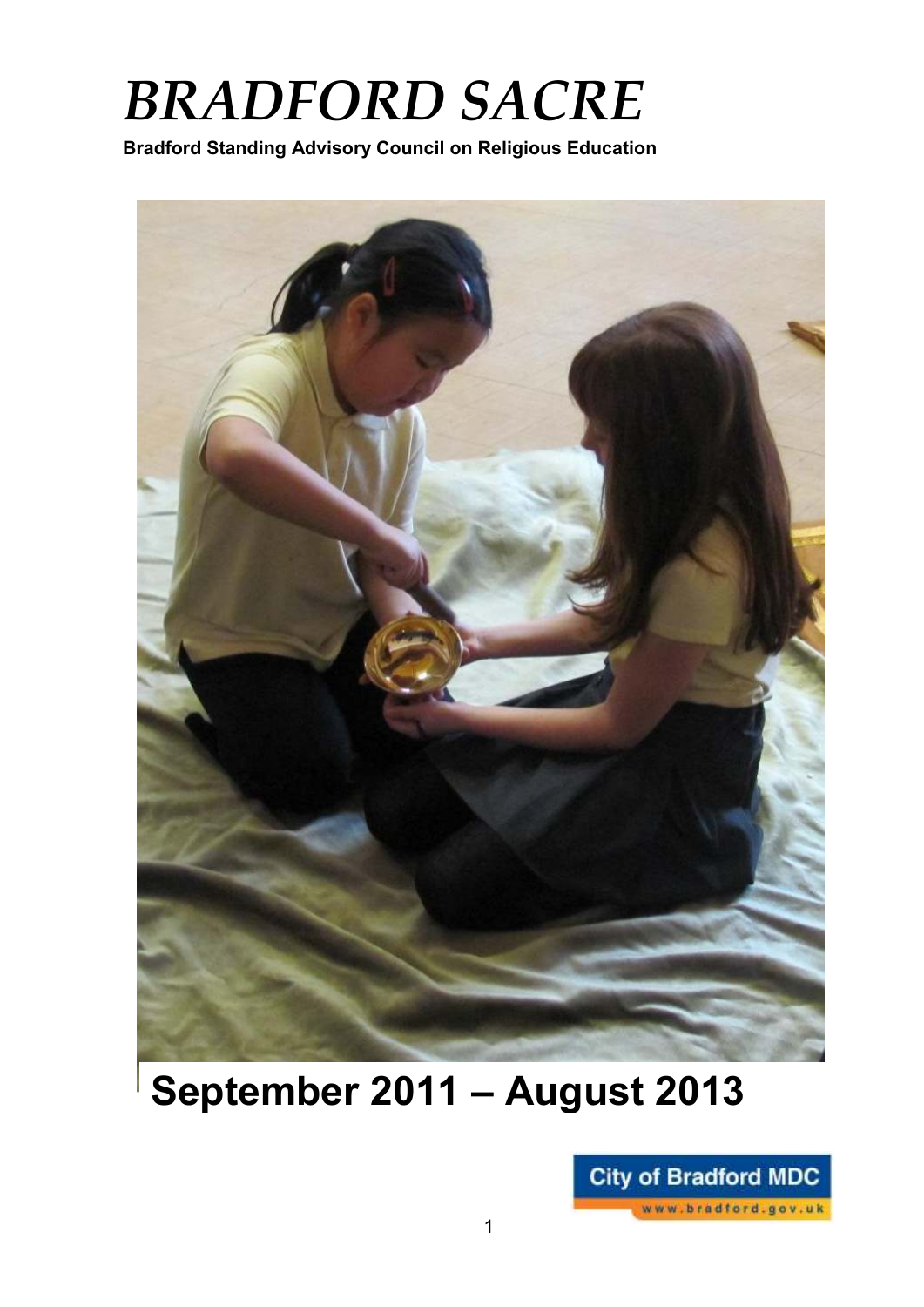# *BRADFORD SACRE*

**Bradford Standing Advisory Council on Religious Education**

# September 2011 – August 2013

City of Bradford MDC
www.bradford.gov.uk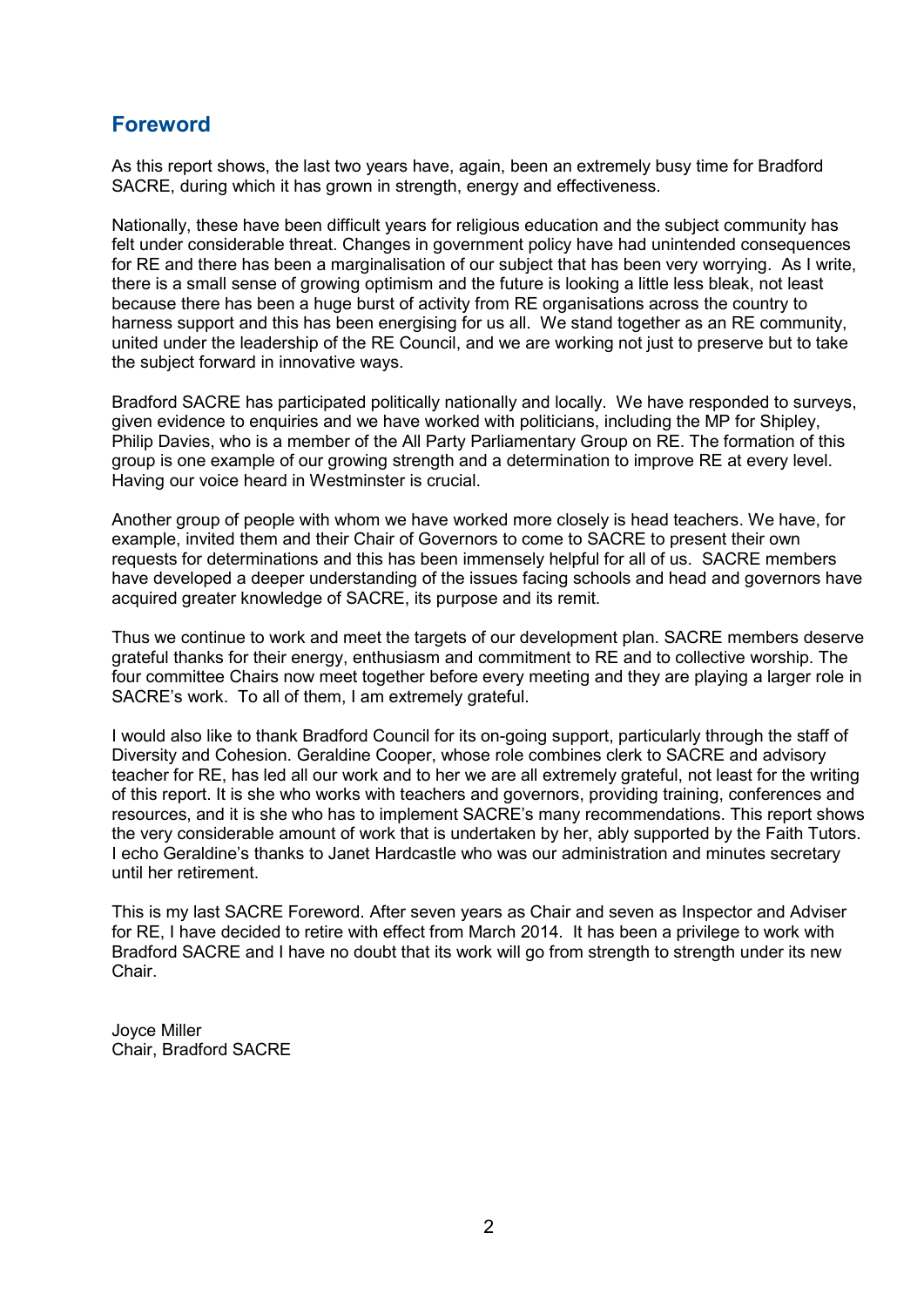## Foreword

As this report shows, the last two years have, again, been an extremely busy time for Bradford SACRE, during which it has grown in strength, energy and effectiveness.

Nationally, these have been difficult years for religious education and the subject community has felt under considerable threat. Changes in government policy have had unintended consequences for RE and there has been a marginalisation of our subject that has been very worrying. As I write, there is a small sense of growing optimism and the future is looking a little less bleak, not least because there has been a huge burst of activity from RE organisations across the country to harness support and this has been energising for us all. We stand together as an RE community, united under the leadership of the RE Council, and we are working not just to preserve but to take the subject forward in innovative ways.

Bradford SACRE has participated politically nationally and locally. We have responded to surveys, given evidence to enquiries and we have worked with politicians, including the MP for Shipley, Philip Davies, who is a member of the All Party Parliamentary Group on RE. The formation of this group is one example of our growing strength and a determination to improve RE at every level. Having our voice heard in Westminster is crucial.

Another group of people with whom we have worked more closely is head teachers. We have, for example, invited them and their Chair of Governors to come to SACRE to present their own requests for determinations and this has been immensely helpful for all of us. SACRE members have developed a deeper understanding of the issues facing schools and head and governors have acquired greater knowledge of SACRE, its purpose and its remit.

Thus we continue to work and meet the targets of our development plan. SACRE members deserve grateful thanks for their energy, enthusiasm and commitment to RE and to collective worship. The four committee Chairs now meet together before every meeting and they are playing a larger role in SACRE's work. To all of them, I am extremely grateful.

I would also like to thank Bradford Council for its on-going support, particularly through the staff of Diversity and Cohesion. Geraldine Cooper, whose role combines clerk to SACRE and advisory teacher for RE, has led all our work and to her we are all extremely grateful, not least for the writing of this report. It is she who works with teachers and governors, providing training, conferences and resources, and it is she who has to implement SACRE's many recommendations. This report shows the very considerable amount of work that is undertaken by her, ably supported by the Faith Tutors. I echo Geraldine's thanks to Janet Hardcastle who was our administration and minutes secretary until her retirement.

This is my last SACRE Foreword. After seven years as Chair and seven as Inspector and Adviser for RE, I have decided to retire with effect from March 2014. It has been a privilege to work with Bradford SACRE and I have no doubt that its work will go from strength to strength under its new Chair.

Joyce Miller
Chair, Bradford SACRE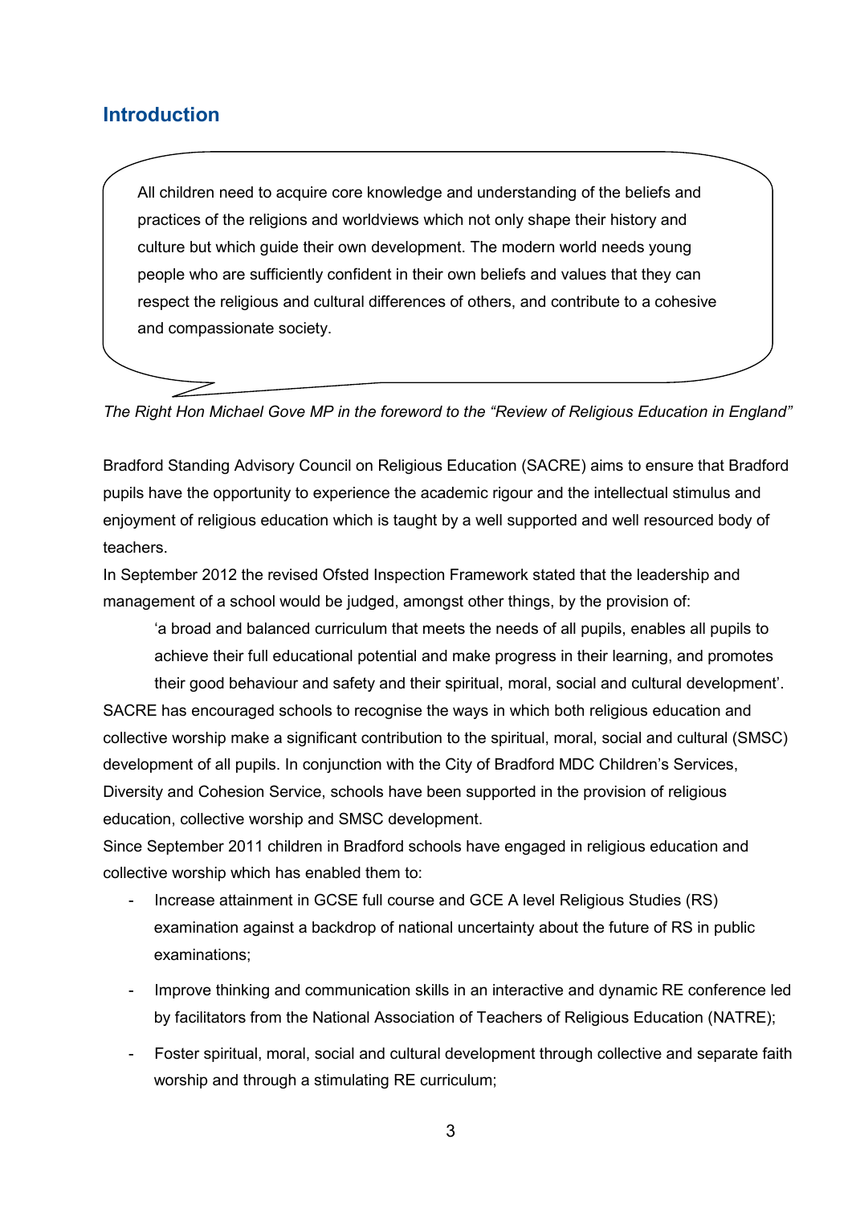## Introduction

> All children need to acquire core knowledge and understanding of the beliefs and practices of the religions and worldviews which not only shape their history and culture but which guide their own development. The modern world needs young people who are sufficiently confident in their own beliefs and values that they can respect the religious and cultural differences of others, and contribute to a cohesive and compassionate society.

*The Right Hon Michael Gove MP in the foreword to the "Review of Religious Education in England"*

Bradford Standing Advisory Council on Religious Education (SACRE) aims to ensure that Bradford pupils have the opportunity to experience the academic rigour and the intellectual stimulus and enjoyment of religious education which is taught by a well supported and well resourced body of teachers.

In September 2012 the revised Ofsted Inspection Framework stated that the leadership and management of a school would be judged, amongst other things, by the provision of:

> 'a broad and balanced curriculum that meets the needs of all pupils, enables all pupils to achieve their full educational potential and make progress in their learning, and promotes their good behaviour and safety and their spiritual, moral, social and cultural development'.

SACRE has encouraged schools to recognise the ways in which both religious education and collective worship make a significant contribution to the spiritual, moral, social and cultural (SMSC) development of all pupils. In conjunction with the City of Bradford MDC Children's Services, Diversity and Cohesion Service, schools have been supported in the provision of religious education, collective worship and SMSC development.

Since September 2011 children in Bradford schools have engaged in religious education and collective worship which has enabled them to:

- Increase attainment in GCSE full course and GCE A level Religious Studies (RS) examination against a backdrop of national uncertainty about the future of RS in public examinations;
- Improve thinking and communication skills in an interactive and dynamic RE conference led by facilitators from the National Association of Teachers of Religious Education (NATRE);
- Foster spiritual, moral, social and cultural development through collective and separate faith worship and through a stimulating RE curriculum;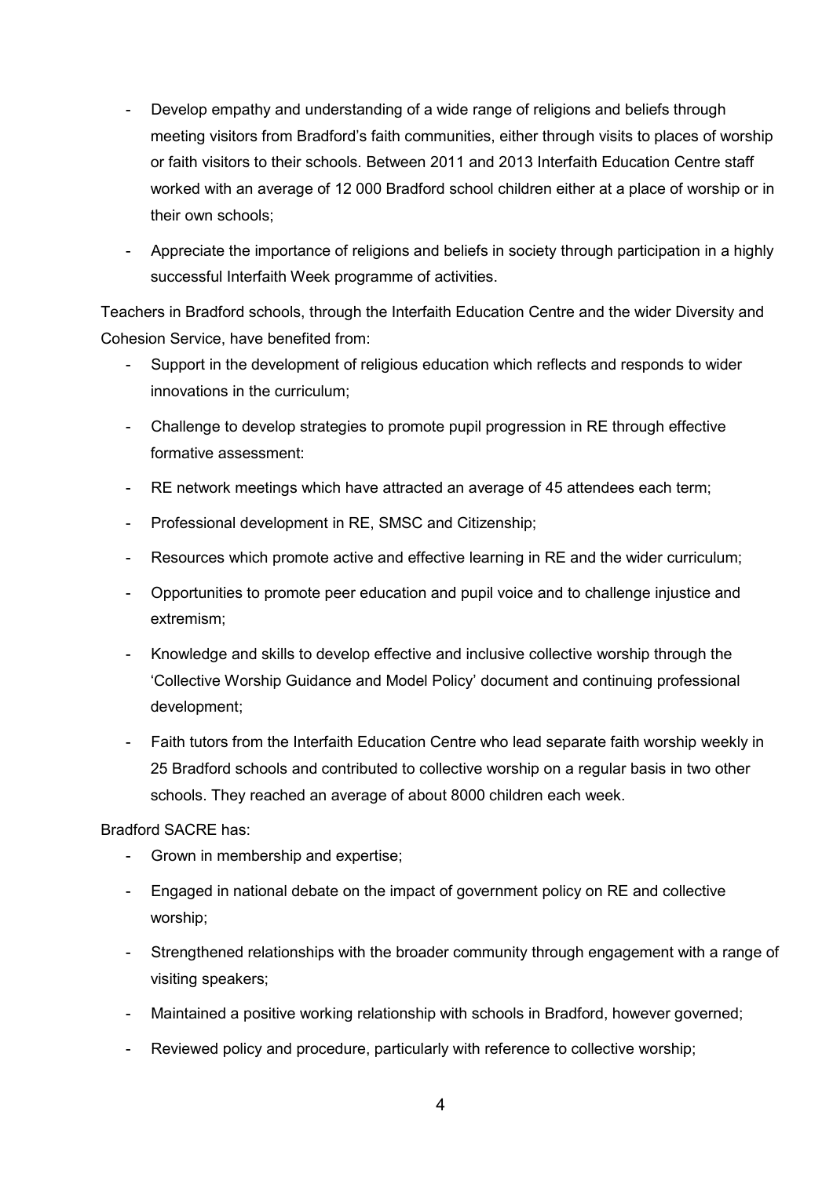- Develop empathy and understanding of a wide range of religions and beliefs through meeting visitors from Bradford's faith communities, either through visits to places of worship or faith visitors to their schools. Between 2011 and 2013 Interfaith Education Centre staff worked with an average of 12 000 Bradford school children either at a place of worship or in their own schools;
- Appreciate the importance of religions and beliefs in society through participation in a highly successful Interfaith Week programme of activities.

Teachers in Bradford schools, through the Interfaith Education Centre and the wider Diversity and Cohesion Service, have benefited from:

- Support in the development of religious education which reflects and responds to wider innovations in the curriculum;
- Challenge to develop strategies to promote pupil progression in RE through effective formative assessment:
- RE network meetings which have attracted an average of 45 attendees each term;
- Professional development in RE, SMSC and Citizenship;
- Resources which promote active and effective learning in RE and the wider curriculum;
- Opportunities to promote peer education and pupil voice and to challenge injustice and extremism;
- Knowledge and skills to develop effective and inclusive collective worship through the 'Collective Worship Guidance and Model Policy' document and continuing professional development;
- Faith tutors from the Interfaith Education Centre who lead separate faith worship weekly in 25 Bradford schools and contributed to collective worship on a regular basis in two other schools. They reached an average of about 8000 children each week.

Bradford SACRE has:

- Grown in membership and expertise;
- Engaged in national debate on the impact of government policy on RE and collective worship;
- Strengthened relationships with the broader community through engagement with a range of visiting speakers;
- Maintained a positive working relationship with schools in Bradford, however governed;
- Reviewed policy and procedure, particularly with reference to collective worship;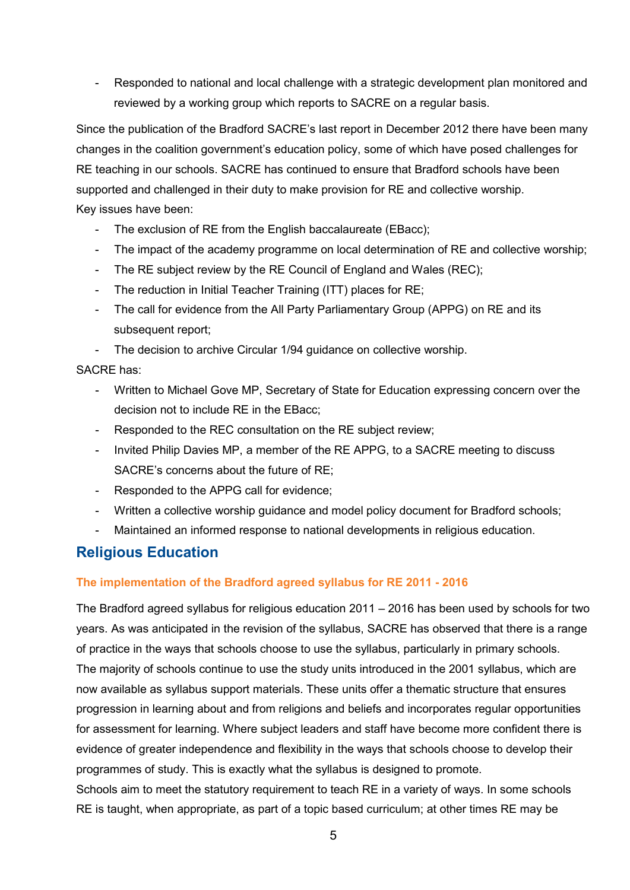- Responded to national and local challenge with a strategic development plan monitored and reviewed by a working group which reports to SACRE on a regular basis.

Since the publication of the Bradford SACRE's last report in December 2012 there have been many changes in the coalition government's education policy, some of which have posed challenges for RE teaching in our schools. SACRE has continued to ensure that Bradford schools have been supported and challenged in their duty to make provision for RE and collective worship.

Key issues have been:

- The exclusion of RE from the English baccalaureate (EBacc);
- The impact of the academy programme on local determination of RE and collective worship;
- The RE subject review by the RE Council of England and Wales (REC);
- The reduction in Initial Teacher Training (ITT) places for RE;
- The call for evidence from the All Party Parliamentary Group (APPG) on RE and its subsequent report;
- The decision to archive Circular 1/94 guidance on collective worship.

SACRE has:

- Written to Michael Gove MP, Secretary of State for Education expressing concern over the decision not to include RE in the EBacc;
- Responded to the REC consultation on the RE subject review;
- Invited Philip Davies MP, a member of the RE APPG, to a SACRE meeting to discuss SACRE's concerns about the future of RE;
- Responded to the APPG call for evidence;
- Written a collective worship guidance and model policy document for Bradford schools;
- Maintained an informed response to national developments in religious education.

## Religious Education

### The implementation of the Bradford agreed syllabus for RE 2011 - 2016

The Bradford agreed syllabus for religious education 2011 – 2016 has been used by schools for two years. As was anticipated in the revision of the syllabus, SACRE has observed that there is a range of practice in the ways that schools choose to use the syllabus, particularly in primary schools.

The majority of schools continue to use the study units introduced in the 2001 syllabus, which are now available as syllabus support materials. These units offer a thematic structure that ensures progression in learning about and from religions and beliefs and incorporates regular opportunities for assessment for learning. Where subject leaders and staff have become more confident there is evidence of greater independence and flexibility in the ways that schools choose to develop their programmes of study. This is exactly what the syllabus is designed to promote.

Schools aim to meet the statutory requirement to teach RE in a variety of ways. In some schools RE is taught, when appropriate, as part of a topic based curriculum; at other times RE may be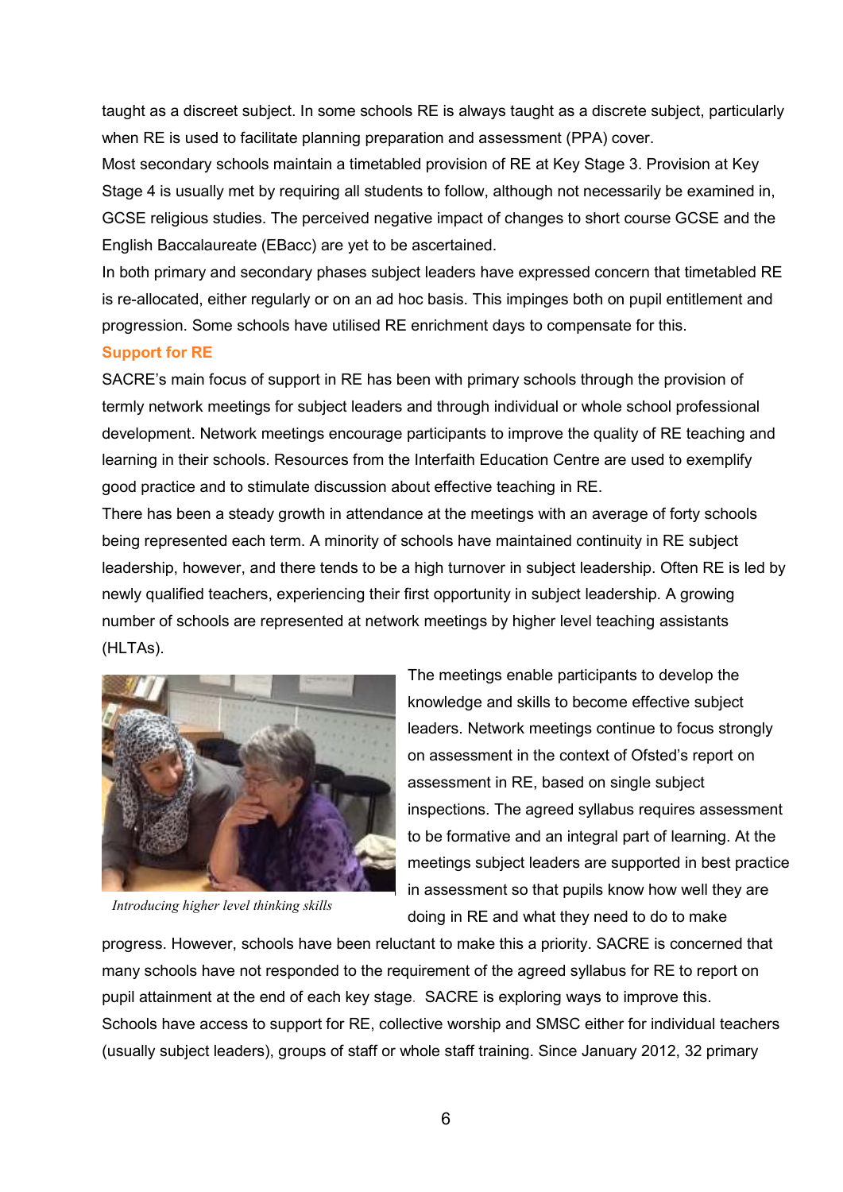taught as a discreet subject. In some schools RE is always taught as a discrete subject, particularly when RE is used to facilitate planning preparation and assessment (PPA) cover.

Most secondary schools maintain a timetabled provision of RE at Key Stage 3. Provision at Key Stage 4 is usually met by requiring all students to follow, although not necessarily be examined in, GCSE religious studies. The perceived negative impact of changes to short course GCSE and the English Baccalaureate (EBacc) are yet to be ascertained.

In both primary and secondary phases subject leaders have expressed concern that timetabled RE is re-allocated, either regularly or on an ad hoc basis. This impinges both on pupil entitlement and progression. Some schools have utilised RE enrichment days to compensate for this.

### Support for RE

SACRE's main focus of support in RE has been with primary schools through the provision of termly network meetings for subject leaders and through individual or whole school professional development. Network meetings encourage participants to improve the quality of RE teaching and learning in their schools. Resources from the Interfaith Education Centre are used to exemplify good practice and to stimulate discussion about effective teaching in RE.

There has been a steady growth in attendance at the meetings with an average of forty schools being represented each term. A minority of schools have maintained continuity in RE subject leadership, however, and there tends to be a high turnover in subject leadership. Often RE is led by newly qualified teachers, experiencing their first opportunity in subject leadership. A growing number of schools are represented at network meetings by higher level teaching assistants (HLTAs).

*Introducing higher level thinking skills*

The meetings enable participants to develop the knowledge and skills to become effective subject leaders. Network meetings continue to focus strongly on assessment in the context of Ofsted's report on assessment in RE, based on single subject inspections. The agreed syllabus requires assessment to be formative and an integral part of learning. At the meetings subject leaders are supported in best practice in assessment so that pupils know how well they are doing in RE and what they need to do to make progress. However, schools have been reluctant to make this a priority. SACRE is concerned that many schools have not responded to the requirement of the agreed syllabus for RE to report on pupil attainment at the end of each key stage. SACRE is exploring ways to improve this.

Schools have access to support for RE, collective worship and SMSC either for individual teachers (usually subject leaders), groups of staff or whole staff training. Since January 2012, 32 primary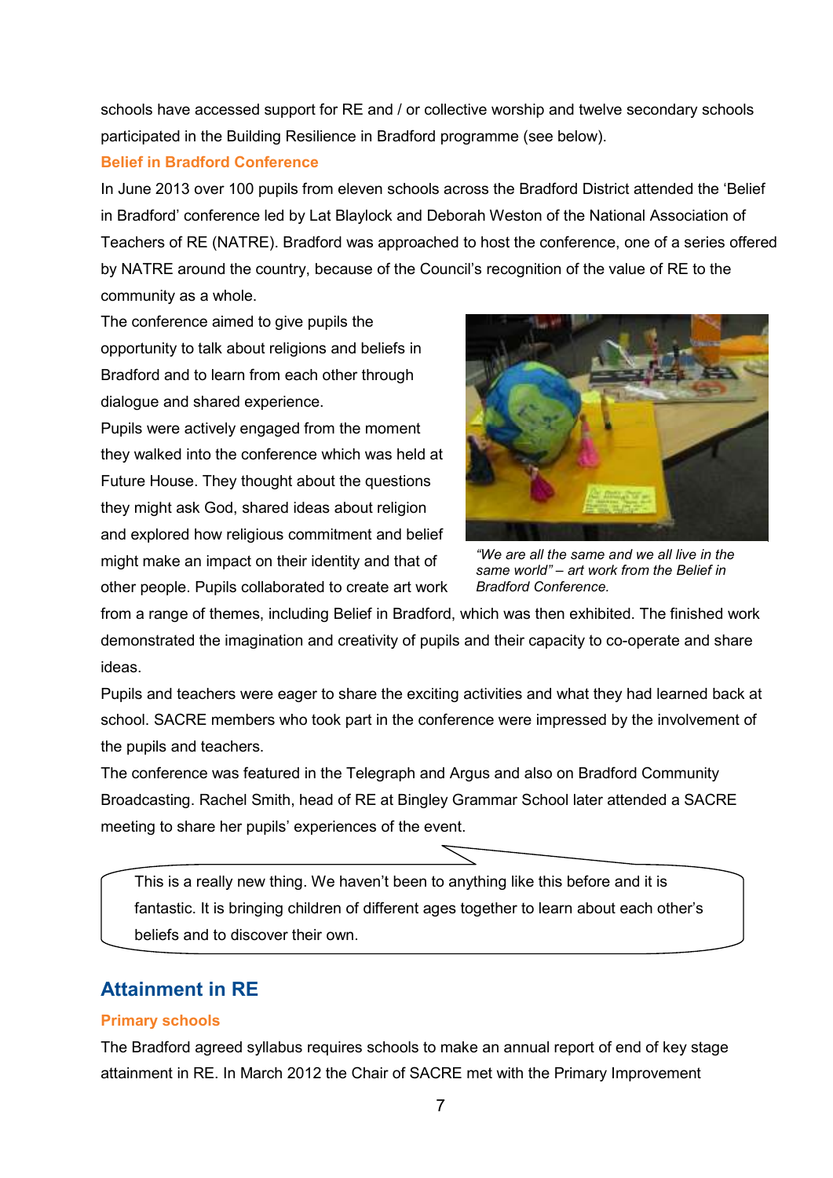schools have accessed support for RE and / or collective worship and twelve secondary schools participated in the Building Resilience in Bradford programme (see below).

### Belief in Bradford Conference

In June 2013 over 100 pupils from eleven schools across the Bradford District attended the 'Belief in Bradford' conference led by Lat Blaylock and Deborah Weston of the National Association of Teachers of RE (NATRE). Bradford was approached to host the conference, one of a series offered by NATRE around the country, because of the Council's recognition of the value of RE to the community as a whole.

The conference aimed to give pupils the opportunity to talk about religions and beliefs in Bradford and to learn from each other through dialogue and shared experience.

Pupils were actively engaged from the moment they walked into the conference which was held at Future House. They thought about the questions they might ask God, shared ideas about religion and explored how religious commitment and belief might make an impact on their identity and that of other people. Pupils collaborated to create art work from a range of themes, including Belief in Bradford, which was then exhibited. The finished work demonstrated the imagination and creativity of pupils and their capacity to co-operate and share ideas.

*"We are all the same and we all live in the same world" – art work from the Belief in Bradford Conference.*

Pupils and teachers were eager to share the exciting activities and what they had learned back at school. SACRE members who took part in the conference were impressed by the involvement of the pupils and teachers.

The conference was featured in the Telegraph and Argus and also on Bradford Community Broadcasting. Rachel Smith, head of RE at Bingley Grammar School later attended a SACRE meeting to share her pupils' experiences of the event.

> This is a really new thing. We haven't been to anything like this before and it is fantastic. It is bringing children of different ages together to learn about each other's beliefs and to discover their own.

## Attainment in RE

### Primary schools

The Bradford agreed syllabus requires schools to make an annual report of end of key stage attainment in RE. In March 2012 the Chair of SACRE met with the Primary Improvement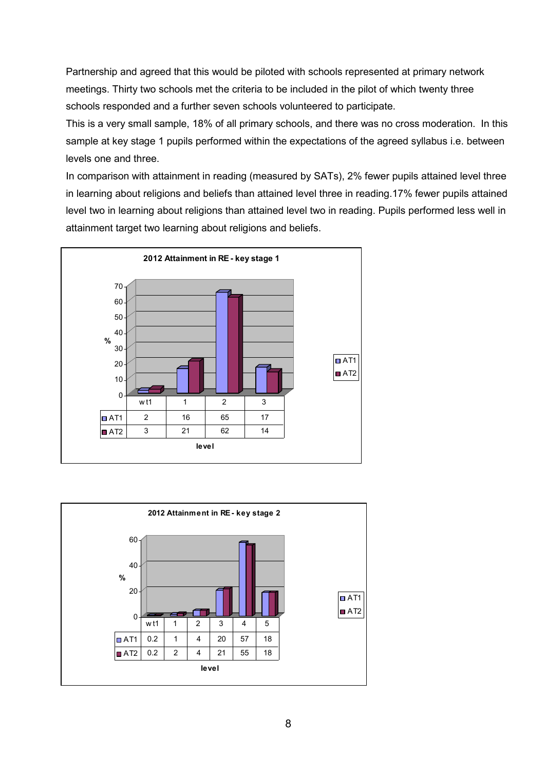Partnership and agreed that this would be piloted with schools represented at primary network meetings. Thirty two schools met the criteria to be included in the pilot of which twenty three schools responded and a further seven schools volunteered to participate.

This is a very small sample, 18% of all primary schools, and there was no cross moderation. In this sample at key stage 1 pupils performed within the expectations of the agreed syllabus i.e. between levels one and three.

In comparison with attainment in reading (measured by SATs), 2% fewer pupils attained level three in learning about religions and beliefs than attained level three in reading.17% fewer pupils attained level two in learning about religions than attained level two in reading. Pupils performed less well in attainment target two learning about religions and beliefs.

**2012 Attainment in RE - key stage 1**

| level | w t1 | 1 | 2 | 3 |
|---|---|---|---|---|
| AT1 | 2 | 16 | 65 | 17 |
| AT2 | 3 | 21 | 62 | 14 |

**2012 Attainment in RE - key stage 2**

| level | w t1 | 1 | 2 | 3 | 4 | 5 |
|---|---|---|---|---|---|---|
| AT1 | 0.2 | 1 | 4 | 20 | 57 | 18 |
| AT2 | 0.2 | 2 | 4 | 21 | 55 | 18 |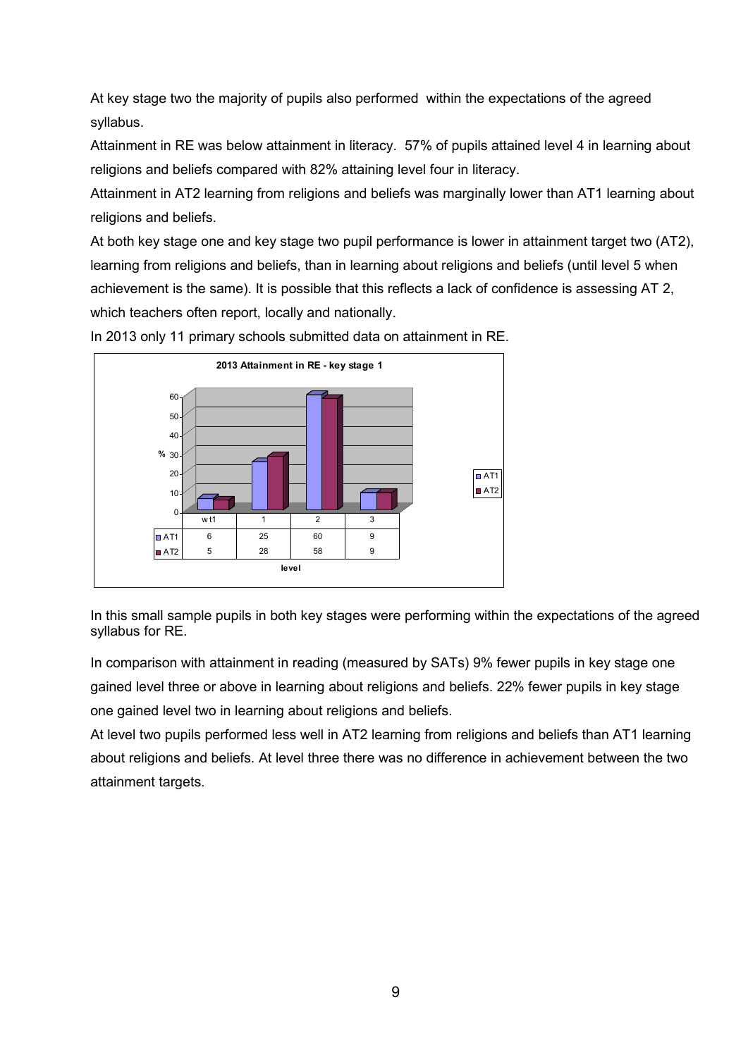At key stage two the majority of pupils also performed within the expectations of the agreed syllabus.

Attainment in RE was below attainment in literacy. 57% of pupils attained level 4 in learning about religions and beliefs compared with 82% attaining level four in literacy.

Attainment in AT2 learning from religions and beliefs was marginally lower than AT1 learning about religions and beliefs.

At both key stage one and key stage two pupil performance is lower in attainment target two (AT2), learning from religions and beliefs, than in learning about religions and beliefs (until level 5 when achievement is the same). It is possible that this reflects a lack of confidence is assessing AT 2, which teachers often report, locally and nationally.

In 2013 only 11 primary schools submitted data on attainment in RE.

**2013 Attainment in RE - key stage 1**

| level | wt1 | 1 | 2 | 3 |
|---|---|---|---|---|
| AT1 | 6 | 25 | 60 | 9 |
| AT2 | 5 | 28 | 58 | 9 |

In this small sample pupils in both key stages were performing within the expectations of the agreed syllabus for RE.

In comparison with attainment in reading (measured by SATs) 9% fewer pupils in key stage one gained level three or above in learning about religions and beliefs. 22% fewer pupils in key stage one gained level two in learning about religions and beliefs.

At level two pupils performed less well in AT2 learning from religions and beliefs than AT1 learning about religions and beliefs. At level three there was no difference in achievement between the two attainment targets.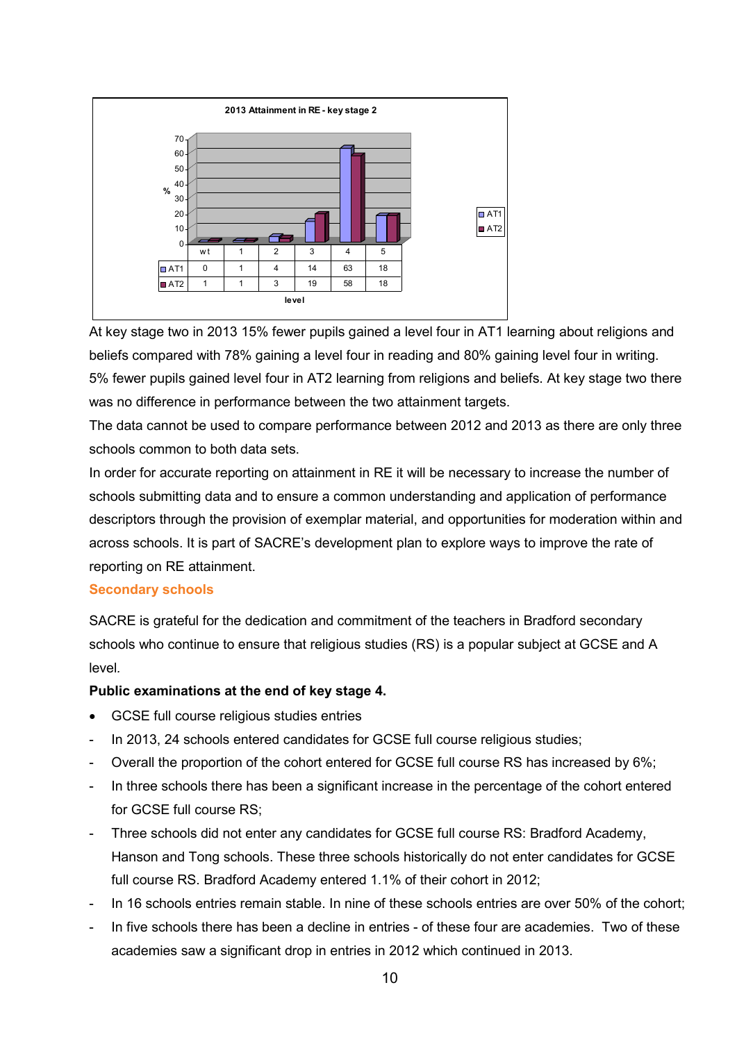**2013 Attainment in RE - key stage 2**

| level | wt | 1 | 2 | 3 | 4 | 5 |
|---|---|---|---|---|---|---|
| AT1 | 0 | 1 | 4 | 14 | 63 | 18 |
| AT2 | 1 | 1 | 3 | 19 | 58 | 18 |

At key stage two in 2013 15% fewer pupils gained a level four in AT1 learning about religions and beliefs compared with 78% gaining a level four in reading and 80% gaining level four in writing. 5% fewer pupils gained level four in AT2 learning from religions and beliefs. At key stage two there was no difference in performance between the two attainment targets.

The data cannot be used to compare performance between 2012 and 2013 as there are only three schools common to both data sets.

In order for accurate reporting on attainment in RE it will be necessary to increase the number of schools submitting data and to ensure a common understanding and application of performance descriptors through the provision of exemplar material, and opportunities for moderation within and across schools. It is part of SACRE's development plan to explore ways to improve the rate of reporting on RE attainment.

## Secondary schools

SACRE is grateful for the dedication and commitment of the teachers in Bradford secondary schools who continue to ensure that religious studies (RS) is a popular subject at GCSE and A level.

**Public examinations at the end of key stage 4.**

- GCSE full course religious studies entries
- In 2013, 24 schools entered candidates for GCSE full course religious studies;
- Overall the proportion of the cohort entered for GCSE full course RS has increased by 6%;
- In three schools there has been a significant increase in the percentage of the cohort entered for GCSE full course RS;
- Three schools did not enter any candidates for GCSE full course RS: Bradford Academy, Hanson and Tong schools. These three schools historically do not enter candidates for GCSE full course RS. Bradford Academy entered 1.1% of their cohort in 2012;
- In 16 schools entries remain stable. In nine of these schools entries are over 50% of the cohort;
- In five schools there has been a decline in entries - of these four are academies. Two of these academies saw a significant drop in entries in 2012 which continued in 2013.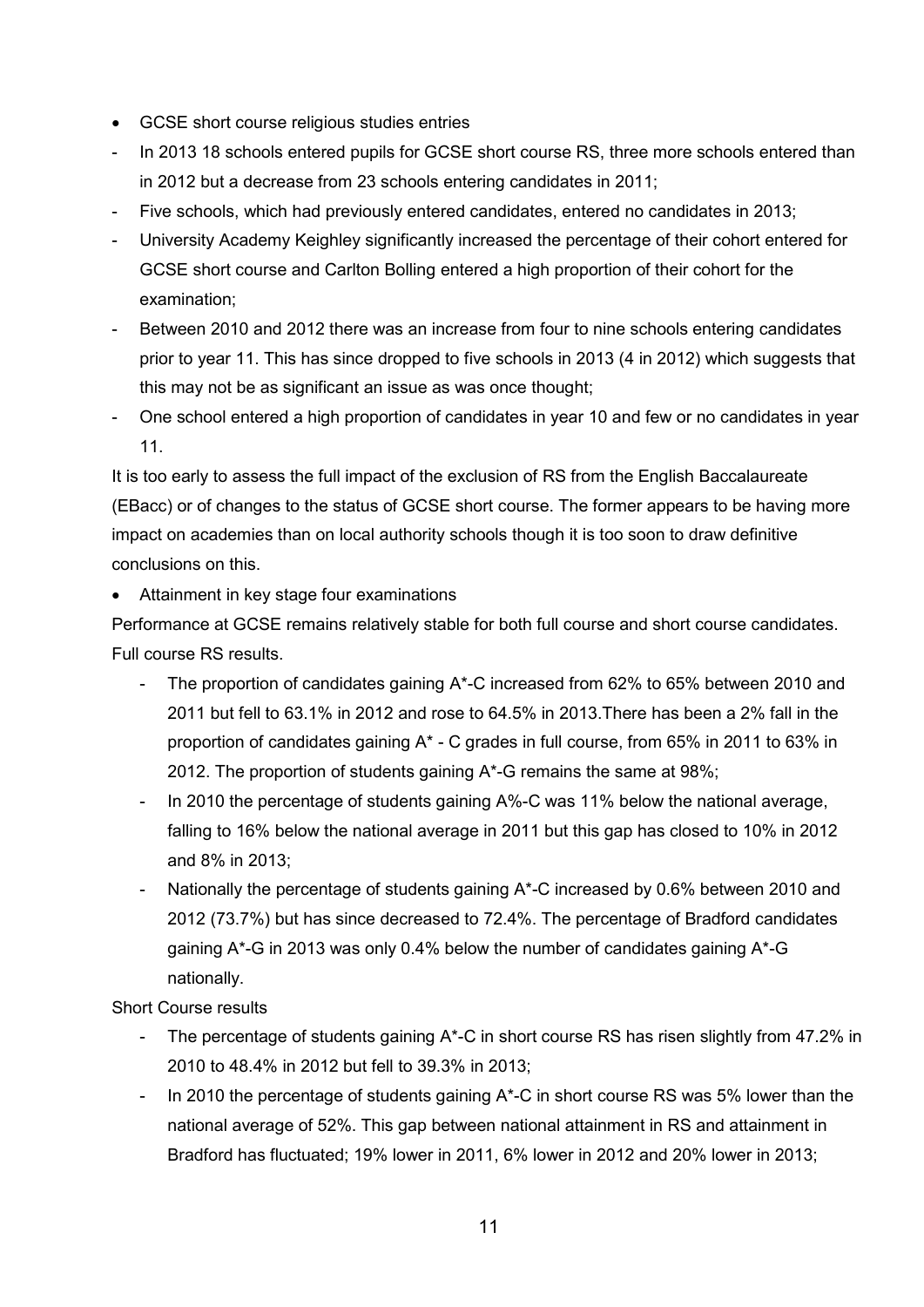- GCSE short course religious studies entries

- In 2013 18 schools entered pupils for GCSE short course RS, three more schools entered than in 2012 but a decrease from 23 schools entering candidates in 2011;
- Five schools, which had previously entered candidates, entered no candidates in 2013;
- University Academy Keighley significantly increased the percentage of their cohort entered for GCSE short course and Carlton Bolling entered a high proportion of their cohort for the examination;
- Between 2010 and 2012 there was an increase from four to nine schools entering candidates prior to year 11. This has since dropped to five schools in 2013 (4 in 2012) which suggests that this may not be as significant an issue as was once thought;
- One school entered a high proportion of candidates in year 10 and few or no candidates in year 11.

It is too early to assess the full impact of the exclusion of RS from the English Baccalaureate (EBacc) or of changes to the status of GCSE short course. The former appears to be having more impact on academies than on local authority schools though it is too soon to draw definitive conclusions on this.

- Attainment in key stage four examinations

Performance at GCSE remains relatively stable for both full course and short course candidates.

Full course RS results.

- The proportion of candidates gaining A*-C increased from 62% to 65% between 2010 and 2011 but fell to 63.1% in 2012 and rose to 64.5% in 2013.There has been a 2% fall in the proportion of candidates gaining A* - C grades in full course, from 65% in 2011 to 63% in 2012. The proportion of students gaining A*-G remains the same at 98%;
- In 2010 the percentage of students gaining A%-C was 11% below the national average, falling to 16% below the national average in 2011 but this gap has closed to 10% in 2012 and 8% in 2013;
- Nationally the percentage of students gaining A*-C increased by 0.6% between 2010 and 2012 (73.7%) but has since decreased to 72.4%. The percentage of Bradford candidates gaining A*-G in 2013 was only 0.4% below the number of candidates gaining A*-G nationally.

Short Course results

- The percentage of students gaining A*-C in short course RS has risen slightly from 47.2% in 2010 to 48.4% in 2012 but fell to 39.3% in 2013;
- In 2010 the percentage of students gaining A*-C in short course RS was 5% lower than the national average of 52%. This gap between national attainment in RS and attainment in Bradford has fluctuated; 19% lower in 2011, 6% lower in 2012 and 20% lower in 2013;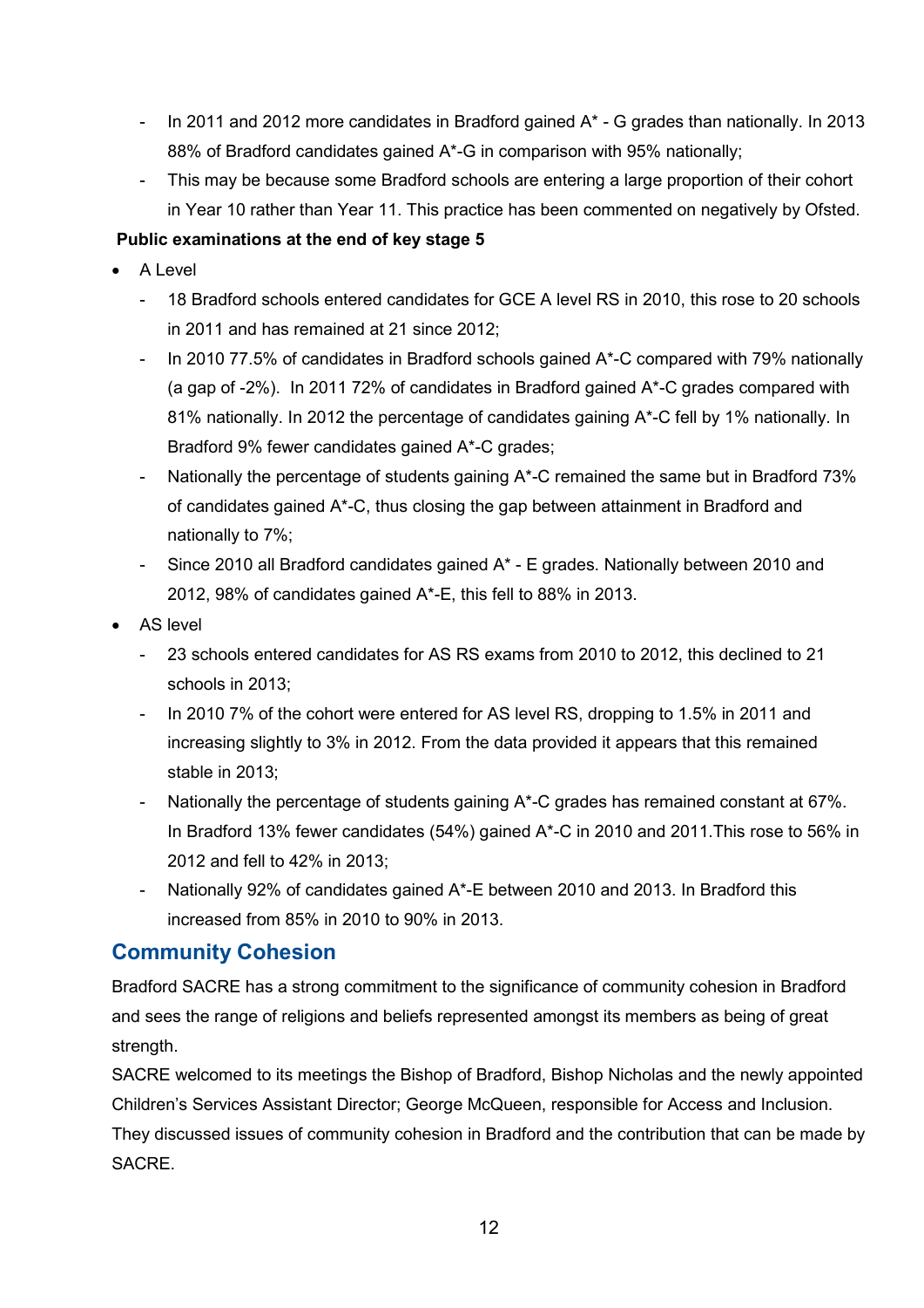- In 2011 and 2012 more candidates in Bradford gained A* - G grades than nationally. In 2013 88% of Bradford candidates gained A*-G in comparison with 95% nationally;
- This may be because some Bradford schools are entering a large proportion of their cohort in Year 10 rather than Year 11. This practice has been commented on negatively by Ofsted.

**Public examinations at the end of key stage 5**

- A Level
  - 18 Bradford schools entered candidates for GCE A level RS in 2010, this rose to 20 schools in 2011 and has remained at 21 since 2012;
  - In 2010 77.5% of candidates in Bradford schools gained A*-C compared with 79% nationally (a gap of -2%). In 2011 72% of candidates in Bradford gained A*-C grades compared with 81% nationally. In 2012 the percentage of candidates gaining A*-C fell by 1% nationally. In Bradford 9% fewer candidates gained A*-C grades;
  - Nationally the percentage of students gaining A*-C remained the same but in Bradford 73% of candidates gained A*-C, thus closing the gap between attainment in Bradford and nationally to 7%;
  - Since 2010 all Bradford candidates gained A* - E grades. Nationally between 2010 and 2012, 98% of candidates gained A*-E, this fell to 88% in 2013.
- AS level
  - 23 schools entered candidates for AS RS exams from 2010 to 2012, this declined to 21 schools in 2013;
  - In 2010 7% of the cohort were entered for AS level RS, dropping to 1.5% in 2011 and increasing slightly to 3% in 2012. From the data provided it appears that this remained stable in 2013;
  - Nationally the percentage of students gaining A*-C grades has remained constant at 67%. In Bradford 13% fewer candidates (54%) gained A*-C in 2010 and 2011.This rose to 56% in 2012 and fell to 42% in 2013;
  - Nationally 92% of candidates gained A*-E between 2010 and 2013. In Bradford this increased from 85% in 2010 to 90% in 2013.

## Community Cohesion

Bradford SACRE has a strong commitment to the significance of community cohesion in Bradford and sees the range of religions and beliefs represented amongst its members as being of great strength.

SACRE welcomed to its meetings the Bishop of Bradford, Bishop Nicholas and the newly appointed Children's Services Assistant Director; George McQueen, responsible for Access and Inclusion. They discussed issues of community cohesion in Bradford and the contribution that can be made by SACRE.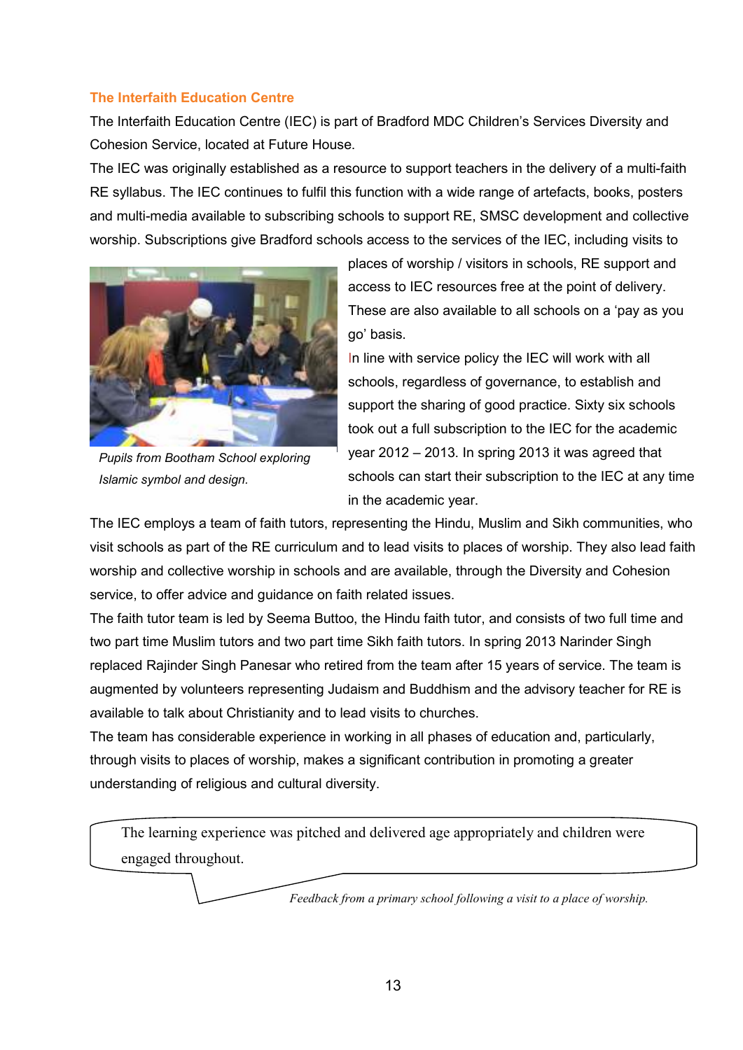## The Interfaith Education Centre

The Interfaith Education Centre (IEC) is part of Bradford MDC Children's Services Diversity and Cohesion Service, located at Future House.

The IEC was originally established as a resource to support teachers in the delivery of a multi-faith RE syllabus. The IEC continues to fulfil this function with a wide range of artefacts, books, posters and multi-media available to subscribing schools to support RE, SMSC development and collective worship. Subscriptions give Bradford schools access to the services of the IEC, including visits to places of worship / visitors in schools, RE support and access to IEC resources free at the point of delivery. These are also available to all schools on a 'pay as you go' basis.

*Pupils from Bootham School exploring Islamic symbol and design.*

In line with service policy the IEC will work with all schools, regardless of governance, to establish and support the sharing of good practice. Sixty six schools took out a full subscription to the IEC for the academic year 2012 – 2013. In spring 2013 it was agreed that schools can start their subscription to the IEC at any time in the academic year.

The IEC employs a team of faith tutors, representing the Hindu, Muslim and Sikh communities, who visit schools as part of the RE curriculum and to lead visits to places of worship. They also lead faith worship and collective worship in schools and are available, through the Diversity and Cohesion service, to offer advice and guidance on faith related issues.

The faith tutor team is led by Seema Buttoo, the Hindu faith tutor, and consists of two full time and two part time Muslim tutors and two part time Sikh faith tutors. In spring 2013 Narinder Singh replaced Rajinder Singh Panesar who retired from the team after 15 years of service. The team is augmented by volunteers representing Judaism and Buddhism and the advisory teacher for RE is available to talk about Christianity and to lead visits to churches.

The team has considerable experience in working in all phases of education and, particularly, through visits to places of worship, makes a significant contribution in promoting a greater understanding of religious and cultural diversity.

> The learning experience was pitched and delivered age appropriately and children were engaged throughout.
>
> *Feedback from a primary school following a visit to a place of worship.*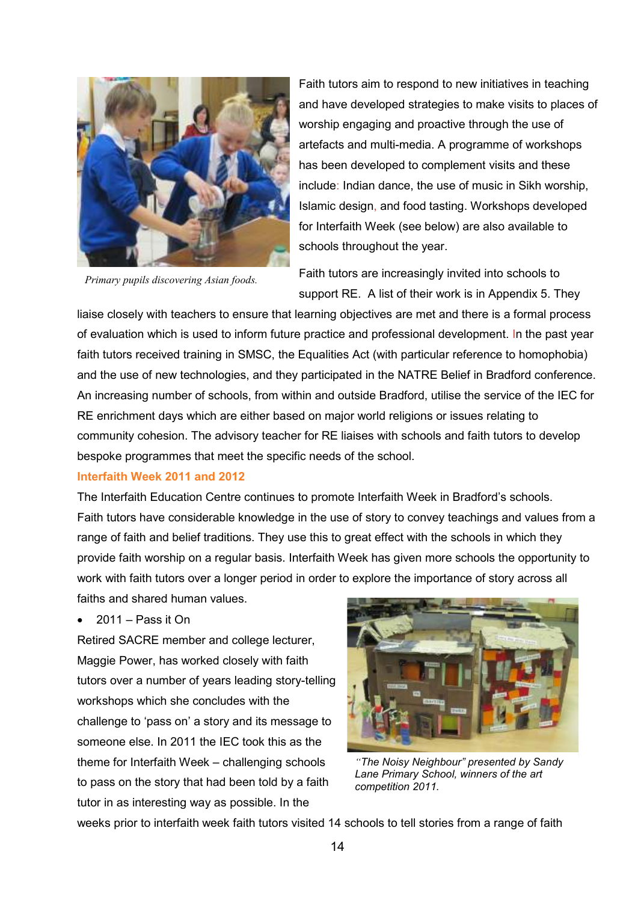Faith tutors aim to respond to new initiatives in teaching and have developed strategies to make visits to places of worship engaging and proactive through the use of artefacts and multi-media. A programme of workshops has been developed to complement visits and these include: Indian dance, the use of music in Sikh worship, Islamic design, and food tasting. Workshops developed for Interfaith Week (see below) are also available to schools throughout the year.

*Primary pupils discovering Asian foods.*

Faith tutors are increasingly invited into schools to support RE. A list of their work is in Appendix 5. They liaise closely with teachers to ensure that learning objectives are met and there is a formal process of evaluation which is used to inform future practice and professional development. In the past year faith tutors received training in SMSC, the Equalities Act (with particular reference to homophobia) and the use of new technologies, and they participated in the NATRE Belief in Bradford conference. An increasing number of schools, from within and outside Bradford, utilise the service of the IEC for RE enrichment days which are either based on major world religions or issues relating to community cohesion. The advisory teacher for RE liaises with schools and faith tutors to develop bespoke programmes that meet the specific needs of the school.

**Interfaith Week 2011 and 2012**

The Interfaith Education Centre continues to promote Interfaith Week in Bradford's schools. Faith tutors have considerable knowledge in the use of story to convey teachings and values from a range of faith and belief traditions. They use this to great effect with the schools in which they provide faith worship on a regular basis. Interfaith Week has given more schools the opportunity to work with faith tutors over a longer period in order to explore the importance of story across all faiths and shared human values.

- 2011 – Pass it On

Retired SACRE member and college lecturer, Maggie Power, has worked closely with faith tutors over a number of years leading story-telling workshops which she concludes with the challenge to 'pass on' a story and its message to someone else. In 2011 the IEC took this as the theme for Interfaith Week – challenging schools to pass on the story that had been told by a faith tutor in as interesting way as possible. In the weeks prior to interfaith week faith tutors visited 14 schools to tell stories from a range of faith

*"The Noisy Neighbour" presented by Sandy Lane Primary School, winners of the art competition 2011.*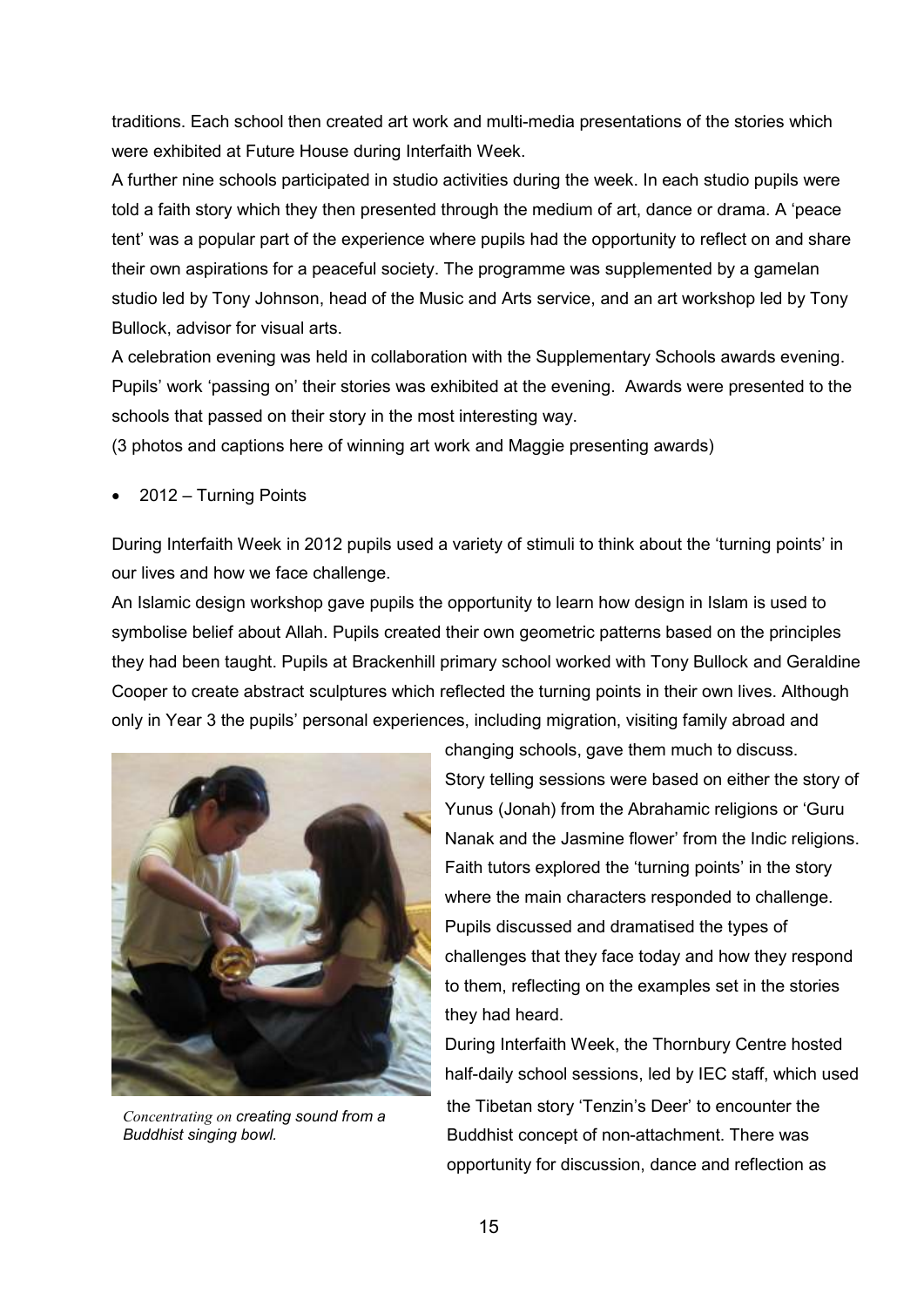traditions. Each school then created art work and multi-media presentations of the stories which were exhibited at Future House during Interfaith Week.

A further nine schools participated in studio activities during the week. In each studio pupils were told a faith story which they then presented through the medium of art, dance or drama. A 'peace tent' was a popular part of the experience where pupils had the opportunity to reflect on and share their own aspirations for a peaceful society. The programme was supplemented by a gamelan studio led by Tony Johnson, head of the Music and Arts service, and an art workshop led by Tony Bullock, advisor for visual arts.

A celebration evening was held in collaboration with the Supplementary Schools awards evening. Pupils' work 'passing on' their stories was exhibited at the evening. Awards were presented to the schools that passed on their story in the most interesting way.

(3 photos and captions here of winning art work and Maggie presenting awards)

- 2012 – Turning Points

During Interfaith Week in 2012 pupils used a variety of stimuli to think about the 'turning points' in our lives and how we face challenge.

An Islamic design workshop gave pupils the opportunity to learn how design in Islam is used to symbolise belief about Allah. Pupils created their own geometric patterns based on the principles they had been taught. Pupils at Brackenhill primary school worked with Tony Bullock and Geraldine Cooper to create abstract sculptures which reflected the turning points in their own lives. Although only in Year 3 the pupils' personal experiences, including migration, visiting family abroad and changing schools, gave them much to discuss.

*Concentrating on creating sound from a Buddhist singing bowl.*

Story telling sessions were based on either the story of Yunus (Jonah) from the Abrahamic religions or 'Guru Nanak and the Jasmine flower' from the Indic religions. Faith tutors explored the 'turning points' in the story where the main characters responded to challenge. Pupils discussed and dramatised the types of challenges that they face today and how they respond to them, reflecting on the examples set in the stories they had heard.

During Interfaith Week, the Thornbury Centre hosted half-daily school sessions, led by IEC staff, which used the Tibetan story 'Tenzin's Deer' to encounter the Buddhist concept of non-attachment. There was opportunity for discussion, dance and reflection as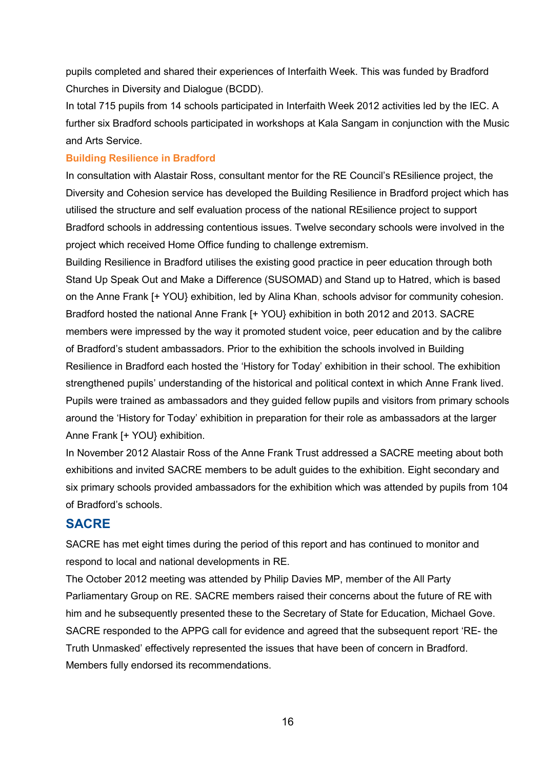pupils completed and shared their experiences of Interfaith Week. This was funded by Bradford Churches in Diversity and Dialogue (BCDD).

In total 715 pupils from 14 schools participated in Interfaith Week 2012 activities led by the IEC. A further six Bradford schools participated in workshops at Kala Sangam in conjunction with the Music and Arts Service.

### Building Resilience in Bradford

In consultation with Alastair Ross, consultant mentor for the RE Council's REsilience project, the Diversity and Cohesion service has developed the Building Resilience in Bradford project which has utilised the structure and self evaluation process of the national REsilience project to support Bradford schools in addressing contentious issues. Twelve secondary schools were involved in the project which received Home Office funding to challenge extremism.

Building Resilience in Bradford utilises the existing good practice in peer education through both Stand Up Speak Out and Make a Difference (SUSOMAD) and Stand up to Hatred, which is based on the Anne Frank [+ YOU} exhibition, led by Alina Khan, schools advisor for community cohesion. Bradford hosted the national Anne Frank [+ YOU} exhibition in both 2012 and 2013. SACRE members were impressed by the way it promoted student voice, peer education and by the calibre of Bradford's student ambassadors. Prior to the exhibition the schools involved in Building Resilience in Bradford each hosted the 'History for Today' exhibition in their school. The exhibition strengthened pupils' understanding of the historical and political context in which Anne Frank lived. Pupils were trained as ambassadors and they guided fellow pupils and visitors from primary schools around the 'History for Today' exhibition in preparation for their role as ambassadors at the larger Anne Frank [+ YOU} exhibition.

In November 2012 Alastair Ross of the Anne Frank Trust addressed a SACRE meeting about both exhibitions and invited SACRE members to be adult guides to the exhibition. Eight secondary and six primary schools provided ambassadors for the exhibition which was attended by pupils from 104 of Bradford's schools.

## SACRE

SACRE has met eight times during the period of this report and has continued to monitor and respond to local and national developments in RE.

The October 2012 meeting was attended by Philip Davies MP, member of the All Party Parliamentary Group on RE. SACRE members raised their concerns about the future of RE with him and he subsequently presented these to the Secretary of State for Education, Michael Gove. SACRE responded to the APPG call for evidence and agreed that the subsequent report 'RE- the Truth Unmasked' effectively represented the issues that have been of concern in Bradford. Members fully endorsed its recommendations.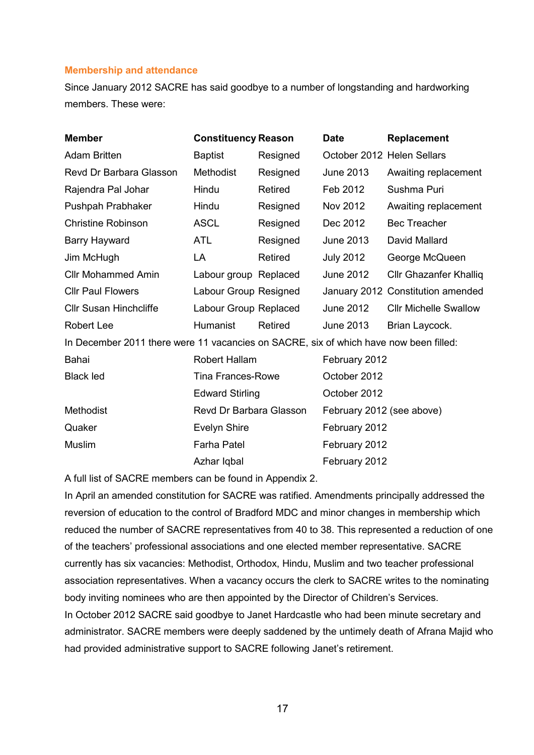### Membership and attendance

Since January 2012 SACRE has said goodbye to a number of longstanding and hardworking members. These were:

| Member | Constituency | Reason | Date | Replacement |
|---|---|---|---|---|
| Adam Britten | Baptist | Resigned | October 2012 | Helen Sellars |
| Revd Dr Barbara Glasson | Methodist | Resigned | June 2013 | Awaiting replacement |
| Rajendra Pal Johar | Hindu | Retired | Feb 2012 | Sushma Puri |
| Pushpah Prabhaker | Hindu | Resigned | Nov 2012 | Awaiting replacement |
| Christine Robinson | ASCL | Resigned | Dec 2012 | Bec Treacher |
| Barry Hayward | ATL | Resigned | June 2013 | David Mallard |
| Jim McHugh | LA | Retired | July 2012 | George McQueen |
| Cllr Mohammed Amin | Labour group | Replaced | June 2012 | Cllr Ghazanfer Khalliq |
| Cllr Paul Flowers | Labour Group | Resigned | January 2012 | Constitution amended |
| Cllr Susan Hinchcliffe | Labour Group | Replaced | June 2012 | Cllr Michelle Swallow |
| Robert Lee | Humanist | Retired | June 2013 | Brian Laycock. |

In December 2011 there were 11 vacancies on SACRE, six of which have now been filled:

| | | |
|---|---|---|
| Bahai | Robert Hallam | February 2012 |
| Black led | Tina Frances-Rowe | October 2012 |
| | Edward Stirling | October 2012 |
| Methodist | Revd Dr Barbara Glasson | February 2012 (see above) |
| Quaker | Evelyn Shire | February 2012 |
| Muslim | Farha Patel | February 2012 |
| | Azhar Iqbal | February 2012 |

A full list of SACRE members can be found in Appendix 2.

In April an amended constitution for SACRE was ratified. Amendments principally addressed the reversion of education to the control of Bradford MDC and minor changes in membership which reduced the number of SACRE representatives from 40 to 38. This represented a reduction of one of the teachers' professional associations and one elected member representative. SACRE currently has six vacancies: Methodist, Orthodox, Hindu, Muslim and two teacher professional association representatives. When a vacancy occurs the clerk to SACRE writes to the nominating body inviting nominees who are then appointed by the Director of Children's Services.

In October 2012 SACRE said goodbye to Janet Hardcastle who had been minute secretary and administrator. SACRE members were deeply saddened by the untimely death of Afrana Majid who had provided administrative support to SACRE following Janet's retirement.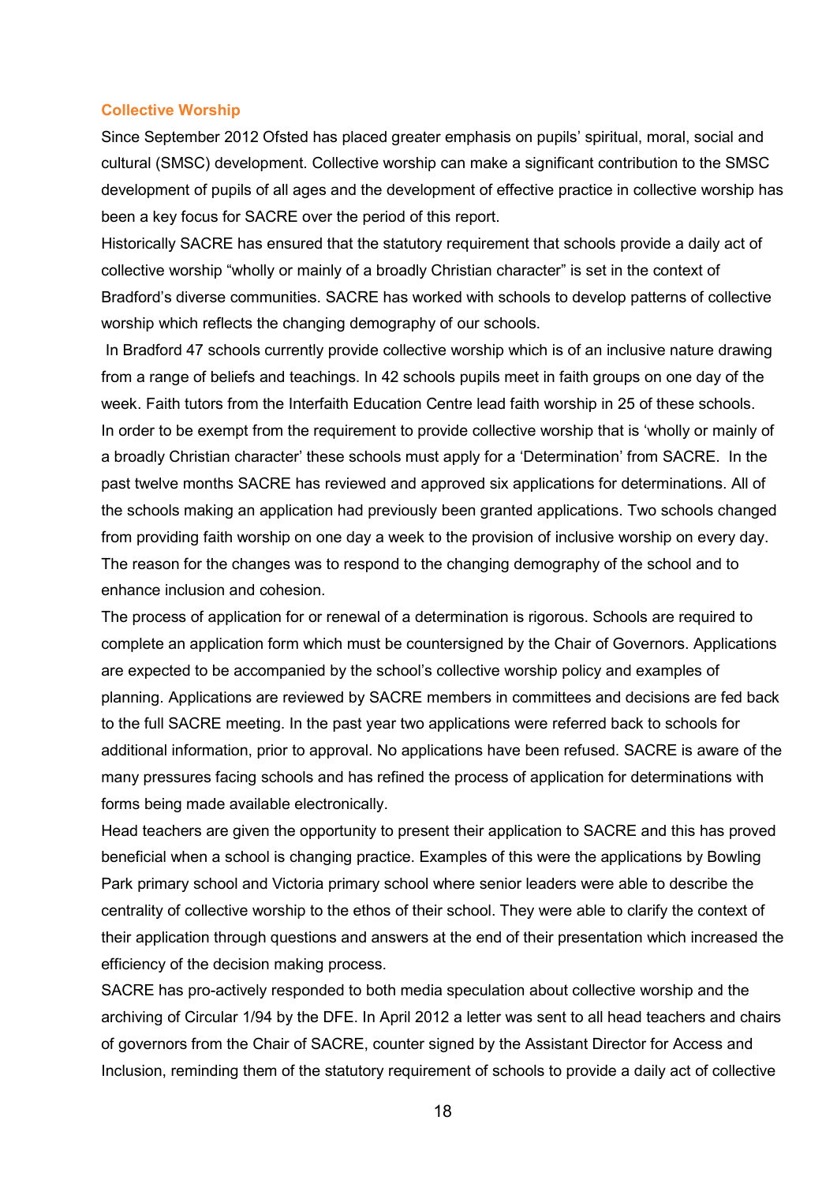## Collective Worship

Since September 2012 Ofsted has placed greater emphasis on pupils' spiritual, moral, social and cultural (SMSC) development. Collective worship can make a significant contribution to the SMSC development of pupils of all ages and the development of effective practice in collective worship has been a key focus for SACRE over the period of this report.

Historically SACRE has ensured that the statutory requirement that schools provide a daily act of collective worship "wholly or mainly of a broadly Christian character" is set in the context of Bradford's diverse communities. SACRE has worked with schools to develop patterns of collective worship which reflects the changing demography of our schools.

In Bradford 47 schools currently provide collective worship which is of an inclusive nature drawing from a range of beliefs and teachings. In 42 schools pupils meet in faith groups on one day of the week. Faith tutors from the Interfaith Education Centre lead faith worship in 25 of these schools.

In order to be exempt from the requirement to provide collective worship that is 'wholly or mainly of a broadly Christian character' these schools must apply for a 'Determination' from SACRE. In the past twelve months SACRE has reviewed and approved six applications for determinations. All of the schools making an application had previously been granted applications. Two schools changed from providing faith worship on one day a week to the provision of inclusive worship on every day. The reason for the changes was to respond to the changing demography of the school and to enhance inclusion and cohesion.

The process of application for or renewal of a determination is rigorous. Schools are required to complete an application form which must be countersigned by the Chair of Governors. Applications are expected to be accompanied by the school's collective worship policy and examples of planning. Applications are reviewed by SACRE members in committees and decisions are fed back to the full SACRE meeting. In the past year two applications were referred back to schools for additional information, prior to approval. No applications have been refused. SACRE is aware of the many pressures facing schools and has refined the process of application for determinations with forms being made available electronically.

Head teachers are given the opportunity to present their application to SACRE and this has proved beneficial when a school is changing practice. Examples of this were the applications by Bowling Park primary school and Victoria primary school where senior leaders were able to describe the centrality of collective worship to the ethos of their school. They were able to clarify the context of their application through questions and answers at the end of their presentation which increased the efficiency of the decision making process.

SACRE has pro-actively responded to both media speculation about collective worship and the archiving of Circular 1/94 by the DFE. In April 2012 a letter was sent to all head teachers and chairs of governors from the Chair of SACRE, counter signed by the Assistant Director for Access and Inclusion, reminding them of the statutory requirement of schools to provide a daily act of collective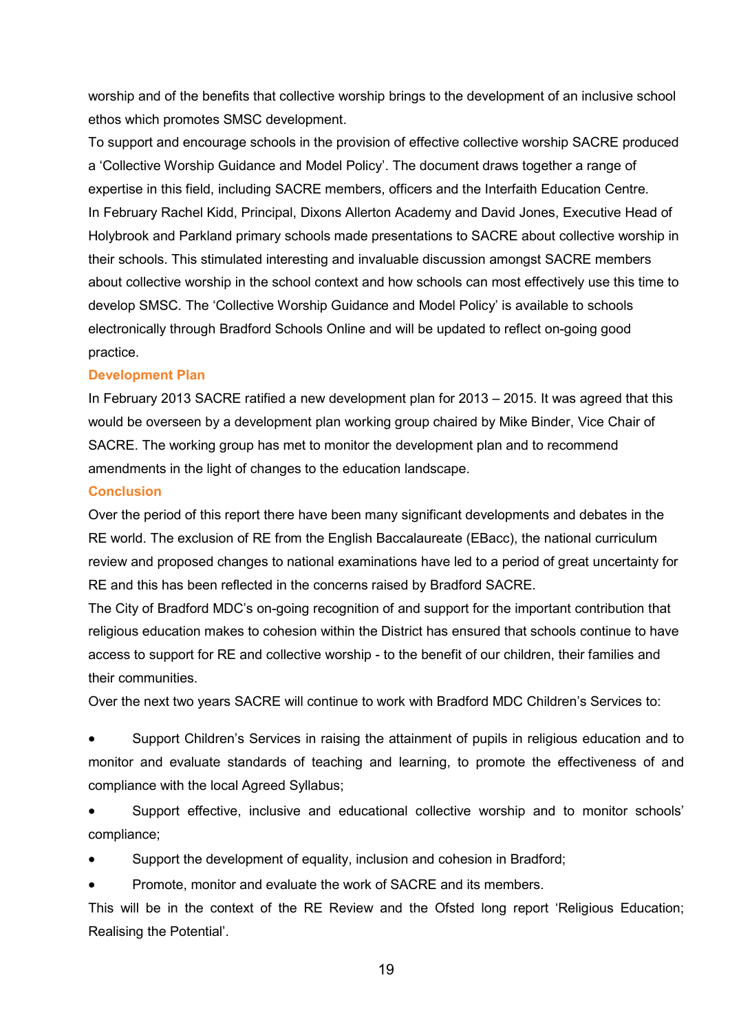worship and of the benefits that collective worship brings to the development of an inclusive school ethos which promotes SMSC development.

To support and encourage schools in the provision of effective collective worship SACRE produced a 'Collective Worship Guidance and Model Policy'. The document draws together a range of expertise in this field, including SACRE members, officers and the Interfaith Education Centre.

In February Rachel Kidd, Principal, Dixons Allerton Academy and David Jones, Executive Head of Holybrook and Parkland primary schools made presentations to SACRE about collective worship in their schools. This stimulated interesting and invaluable discussion amongst SACRE members about collective worship in the school context and how schools can most effectively use this time to develop SMSC. The 'Collective Worship Guidance and Model Policy' is available to schools electronically through Bradford Schools Online and will be updated to reflect on-going good practice.

### Development Plan

In February 2013 SACRE ratified a new development plan for 2013 – 2015. It was agreed that this would be overseen by a development plan working group chaired by Mike Binder, Vice Chair of SACRE. The working group has met to monitor the development plan and to recommend amendments in the light of changes to the education landscape.

### Conclusion

Over the period of this report there have been many significant developments and debates in the RE world. The exclusion of RE from the English Baccalaureate (EBacc), the national curriculum review and proposed changes to national examinations have led to a period of great uncertainty for RE and this has been reflected in the concerns raised by Bradford SACRE.

The City of Bradford MDC's on-going recognition of and support for the important contribution that religious education makes to cohesion within the District has ensured that schools continue to have access to support for RE and collective worship - to the benefit of our children, their families and their communities.

Over the next two years SACRE will continue to work with Bradford MDC Children's Services to:

- Support Children's Services in raising the attainment of pupils in religious education and to monitor and evaluate standards of teaching and learning, to promote the effectiveness of and compliance with the local Agreed Syllabus;
- Support effective, inclusive and educational collective worship and to monitor schools' compliance;
- Support the development of equality, inclusion and cohesion in Bradford;
- Promote, monitor and evaluate the work of SACRE and its members.

This will be in the context of the RE Review and the Ofsted long report 'Religious Education; Realising the Potential'.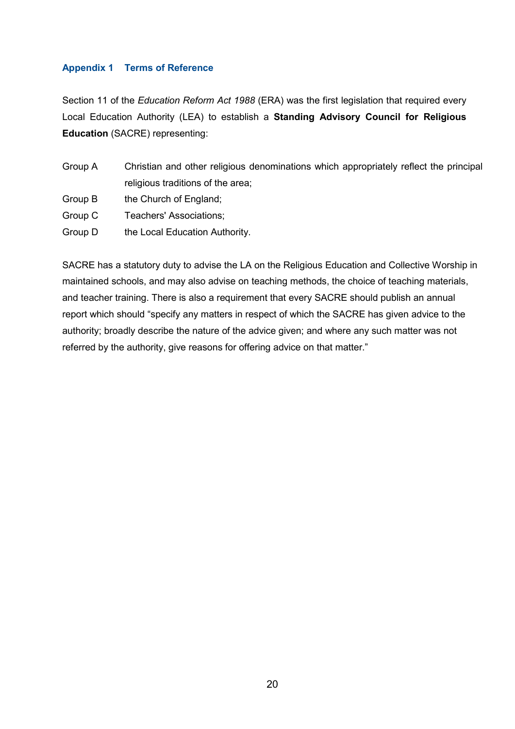## Appendix 1 Terms of Reference

Section 11 of the *Education Reform Act 1988* (ERA) was the first legislation that required every Local Education Authority (LEA) to establish a **Standing Advisory Council for Religious Education** (SACRE) representing:

| | |
|---|---|
| Group A | Christian and other religious denominations which appropriately reflect the principal religious traditions of the area; |
| Group B | the Church of England; |
| Group C | Teachers' Associations; |
| Group D | the Local Education Authority. |

SACRE has a statutory duty to advise the LA on the Religious Education and Collective Worship in maintained schools, and may also advise on teaching methods, the choice of teaching materials, and teacher training. There is also a requirement that every SACRE should publish an annual report which should "specify any matters in respect of which the SACRE has given advice to the authority; broadly describe the nature of the advice given; and where any such matter was not referred by the authority, give reasons for offering advice on that matter."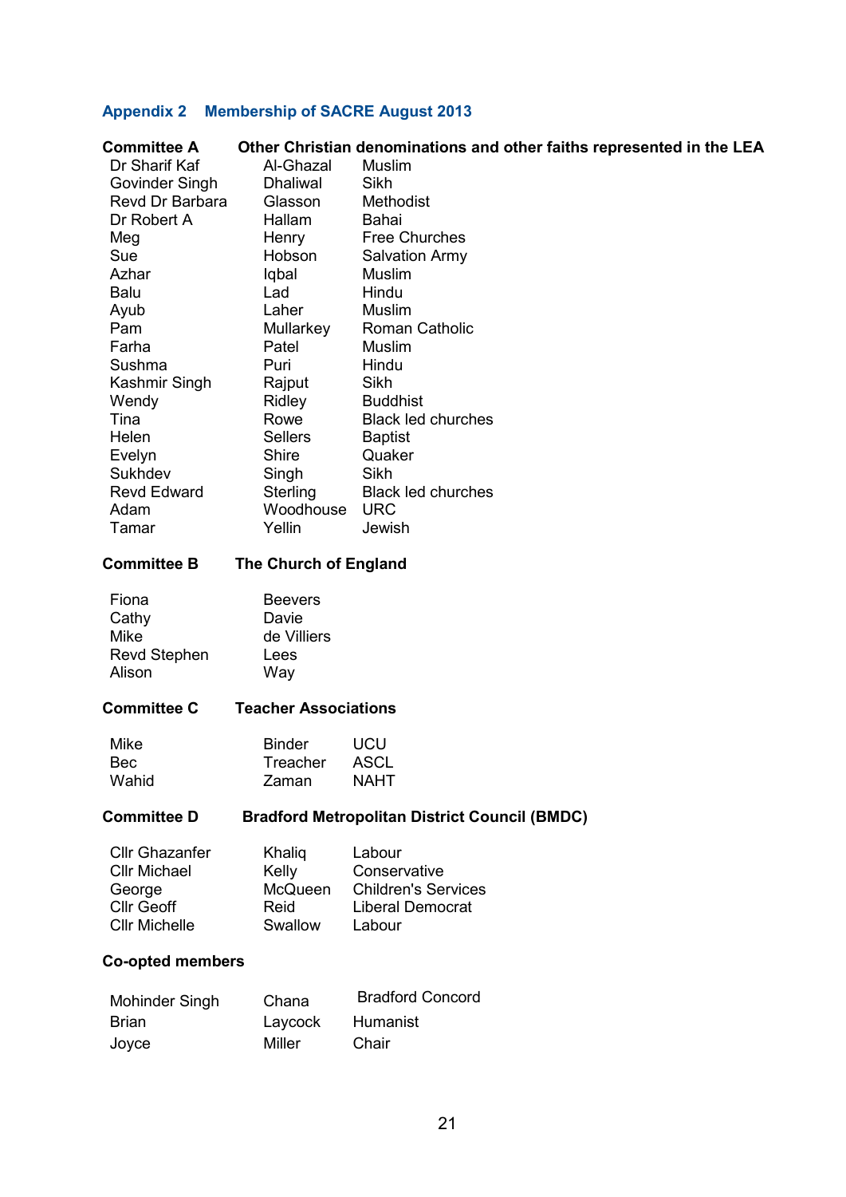## Appendix 2 Membership of SACRE August 2013

### Committee A Other Christian denominations and other faiths represented in the LEA

| | | |
|---|---|---|
| Dr Sharif Kaf | Al-Ghazal | Muslim |
| Govinder Singh | Dhaliwal | Sikh |
| Revd Dr Barbara | Glasson | Methodist |
| Dr Robert A | Hallam | Bahai |
| Meg | Henry | Free Churches |
| Sue | Hobson | Salvation Army |
| Azhar | Iqbal | Muslim |
| Balu | Lad | Hindu |
| Ayub | Laher | Muslim |
| Pam | Mullarkey | Roman Catholic |
| Farha | Patel | Muslim |
| Sushma | Puri | Hindu |
| Kashmir Singh | Rajput | Sikh |
| Wendy | Ridley | Buddhist |
| Tina | Rowe | Black led churches |
| Helen | Sellers | Baptist |
| Evelyn | Shire | Quaker |
| Sukhdev | Singh | Sikh |
| Revd Edward | Sterling | Black led churches |
| Adam | Woodhouse | URC |
| Tamar | Yellin | Jewish |

### Committee B The Church of England

| | |
|---|---|
| Fiona | Beevers |
| Cathy | Davie |
| Mike | de Villiers |
| Revd Stephen | Lees |
| Alison | Way |

### Committee C Teacher Associations

| | | |
|---|---|---|
| Mike | Binder | UCU |
| Bec | Treacher | ASCL |
| Wahid | Zaman | NAHT |

### Committee D Bradford Metropolitan District Council (BMDC)

| | | |
|---|---|---|
| Cllr Ghazanfer | Khaliq | Labour |
| Cllr Michael | Kelly | Conservative |
| George | McQueen | Children's Services |
| Cllr Geoff | Reid | Liberal Democrat |
| Cllr Michelle | Swallow | Labour |

### Co-opted members

| | | |
|---|---|---|
| Mohinder Singh | Chana | Bradford Concord |
| Brian | Laycock | Humanist |
| Joyce | Miller | Chair |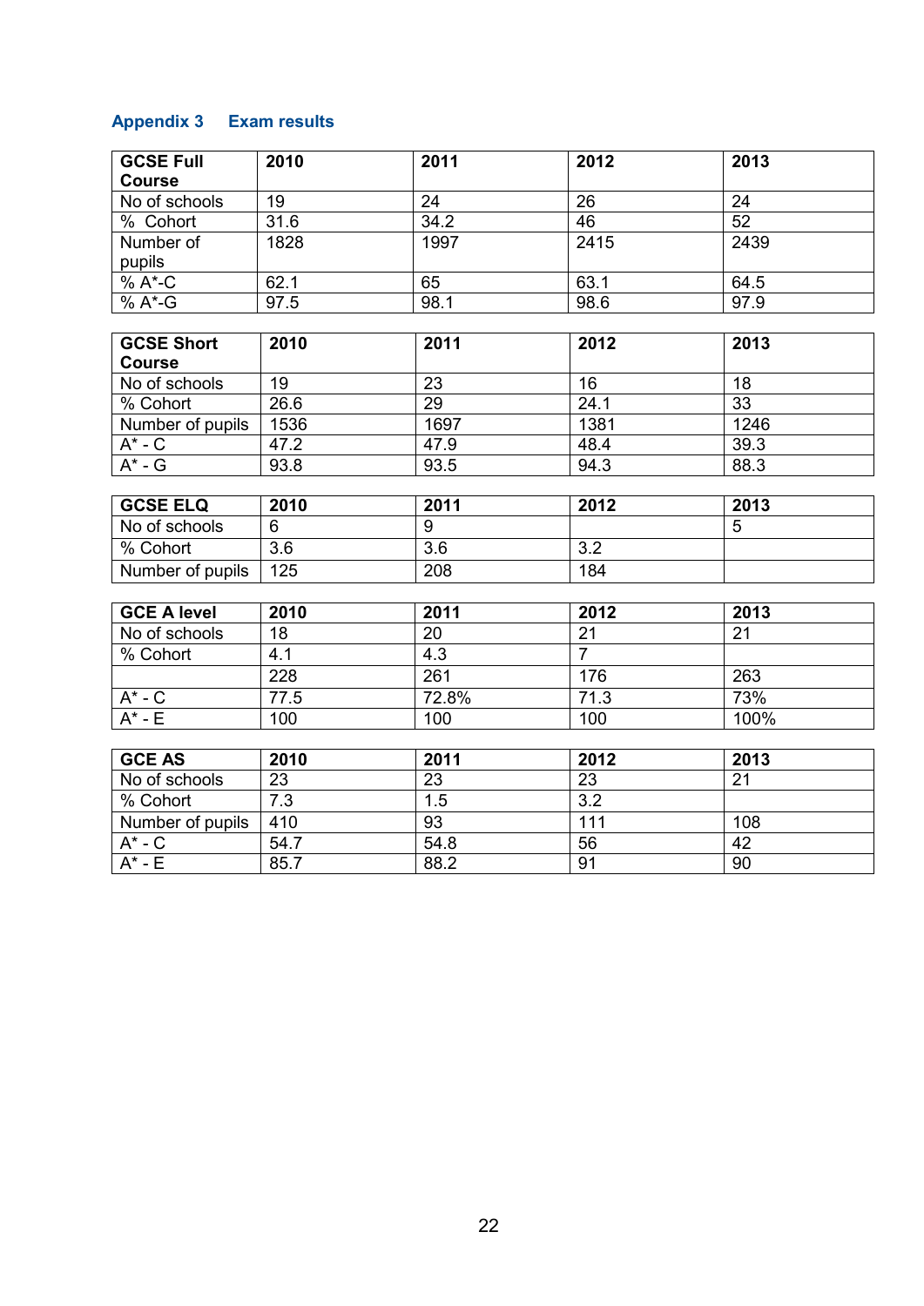## Appendix 3 Exam results

| GCSE Full Course | 2010 | 2011 | 2012 | 2013 |
|---|---|---|---|---|
| No of schools | 19 | 24 | 26 | 24 |
| % Cohort | 31.6 | 34.2 | 46 | 52 |
| Number of pupils | 1828 | 1997 | 2415 | 2439 |
| % A*-C | 62.1 | 65 | 63.1 | 64.5 |
| % A*-G | 97.5 | 98.1 | 98.6 | 97.9 |

| GCSE Short Course | 2010 | 2011 | 2012 | 2013 |
|---|---|---|---|---|
| No of schools | 19 | 23 | 16 | 18 |
| % Cohort | 26.6 | 29 | 24.1 | 33 |
| Number of pupils | 1536 | 1697 | 1381 | 1246 |
| A* - C | 47.2 | 47.9 | 48.4 | 39.3 |
| A* - G | 93.8 | 93.5 | 94.3 | 88.3 |

| GCSE ELQ | 2010 | 2011 | 2012 | 2013 |
|---|---|---|---|---|
| No of schools | 6 | 9 | | 5 |
| % Cohort | 3.6 | 3.6 | 3.2 | |
| Number of pupils | 125 | 208 | 184 | |

| GCE A level | 2010 | 2011 | 2012 | 2013 |
|---|---|---|---|---|
| No of schools | 18 | 20 | 21 | 21 |
| % Cohort | 4.1 | 4.3 | 7 | |
| | 228 | 261 | 176 | 263 |
| A* - C | 77.5 | 72.8% | 71.3 | 73% |
| A* - E | 100 | 100 | 100 | 100% |

| GCE AS | 2010 | 2011 | 2012 | 2013 |
|---|---|---|---|---|
| No of schools | 23 | 23 | 23 | 21 |
| % Cohort | 7.3 | 1.5 | 3.2 | |
| Number of pupils | 410 | 93 | 111 | 108 |
| A* - C | 54.7 | 54.8 | 56 | 42 |
| A* - E | 85.7 | 88.2 | 91 | 90 |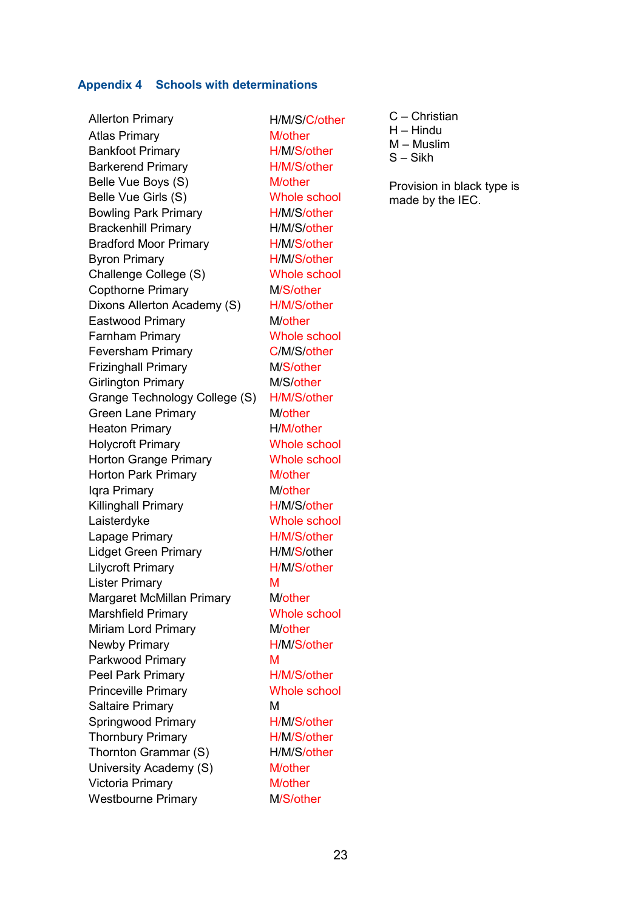## Appendix 4 Schools with determinations

| School | Determination |
|---|---|
| Allerton Primary | H/M/S/C/other |
| Atlas Primary | M/other |
| Bankfoot Primary | H/M/S/other |
| Barkerend Primary | H/M/S/other |
| Belle Vue Boys (S) | M/other |
| Belle Vue Girls (S) | Whole school |
| Bowling Park Primary | H/M/S/other |
| Brackenhill Primary | H/M/S/other |
| Bradford Moor Primary | H/M/S/other |
| Byron Primary | H/M/S/other |
| Challenge College (S) | Whole school |
| Copthorne Primary | M/S/other |
| Dixons Allerton Academy (S) | H/M/S/other |
| Eastwood Primary | M/other |
| Farnham Primary | Whole school |
| Feversham Primary | C/M/S/other |
| Frizinghall Primary | M/S/other |
| Girlington Primary | M/S/other |
| Grange Technology College (S) | H/M/S/other |
| Green Lane Primary | M/other |
| Heaton Primary | H/M/other |
| Holycroft Primary | Whole school |
| Horton Grange Primary | Whole school |
| Horton Park Primary | M/other |
| Iqra Primary | M/other |
| Killinghall Primary | H/M/S/other |
| Laisterdyke | Whole school |
| Lapage Primary | H/M/S/other |
| Lidget Green Primary | H/M/S/other |
| Lilycroft Primary | H/M/S/other |
| Lister Primary | M |
| Margaret McMillan Primary | M/other |
| Marshfield Primary | Whole school |
| Miriam Lord Primary | M/other |
| Newby Primary | H/M/S/other |
| Parkwood Primary | M |
| Peel Park Primary | H/M/S/other |
| Princeville Primary | Whole school |
| Saltaire Primary | M |
| Springwood Primary | H/M/S/other |
| Thornbury Primary | H/M/S/other |
| Thornton Grammar (S) | H/M/S/other |
| University Academy (S) | M/other |
| Victoria Primary | M/other |
| Westbourne Primary | M/S/other |

C – Christian
H – Hindu
M – Muslim
S – Sikh

Provision in black type is made by the IEC.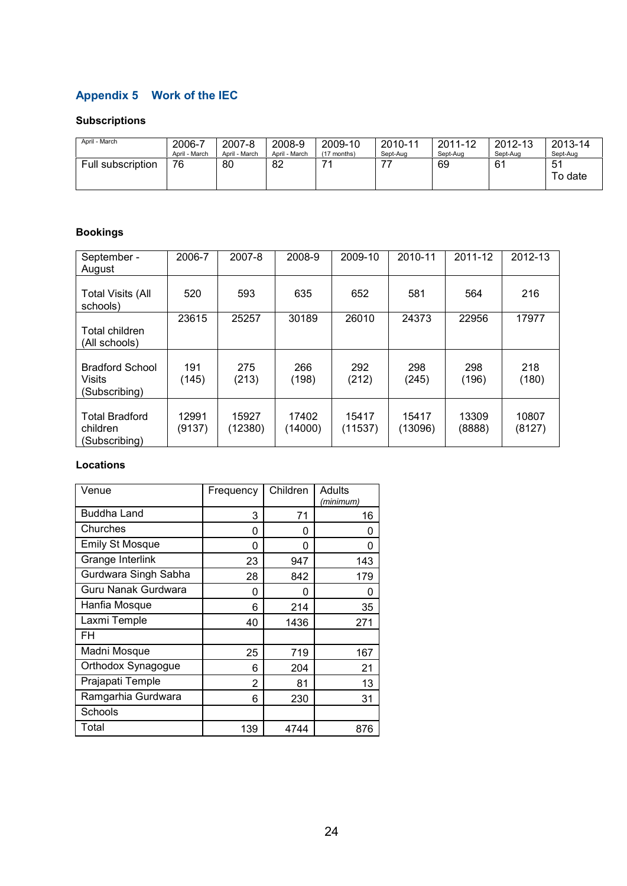## Appendix 5 Work of the IEC

### Subscriptions

| April - March | 2006-7 April - March | 2007-8 April - March | 2008-9 April - March | 2009-10 (17 months) | 2010-11 Sept-Aug | 2011-12 Sept-Aug | 2012-13 Sept-Aug | 2013-14 Sept-Aug |
|---|---|---|---|---|---|---|---|---|
| Full subscription | 76 | 80 | 82 | 71 | 77 | 69 | 61 | 51 To date |

### Bookings

| September - August | 2006-7 | 2007-8 | 2008-9 | 2009-10 | 2010-11 | 2011-12 | 2012-13 |
|---|---|---|---|---|---|---|---|
| Total Visits (All schools) | 520 | 593 | 635 | 652 | 581 | 564 | 216 |
| Total children (All schools) | 23615 | 25257 | 30189 | 26010 | 24373 | 22956 | 17977 |
| Bradford School Visits (Subscribing) | 191 (145) | 275 (213) | 266 (198) | 292 (212) | 298 (245) | 298 (196) | 218 (180) |
| Total Bradford children (Subscribing) | 12991 (9137) | 15927 (12380) | 17402 (14000) | 15417 (11537) | 15417 (13096) | 13309 (8888) | 10807 (8127) |

### Locations

| Venue | Frequency | Children | Adults *(minimum)* |
|---|---|---|---|
| Buddha Land | 3 | 71 | 16 |
| Churches | 0 | 0 | 0 |
| Emily St Mosque | 0 | 0 | 0 |
| Grange Interlink | 23 | 947 | 143 |
| Gurdwara Singh Sabha | 28 | 842 | 179 |
| Guru Nanak Gurdwara | 0 | 0 | 0 |
| Hanfia Mosque | 6 | 214 | 35 |
| Laxmi Temple | 40 | 1436 | 271 |
| FH | | | |
| Madni Mosque | 25 | 719 | 167 |
| Orthodox Synagogue | 6 | 204 | 21 |
| Prajapati Temple | 2 | 81 | 13 |
| Ramgarhia Gurdwara | 6 | 230 | 31 |
| Schools | | | |
| Total | 139 | 4744 | 876 |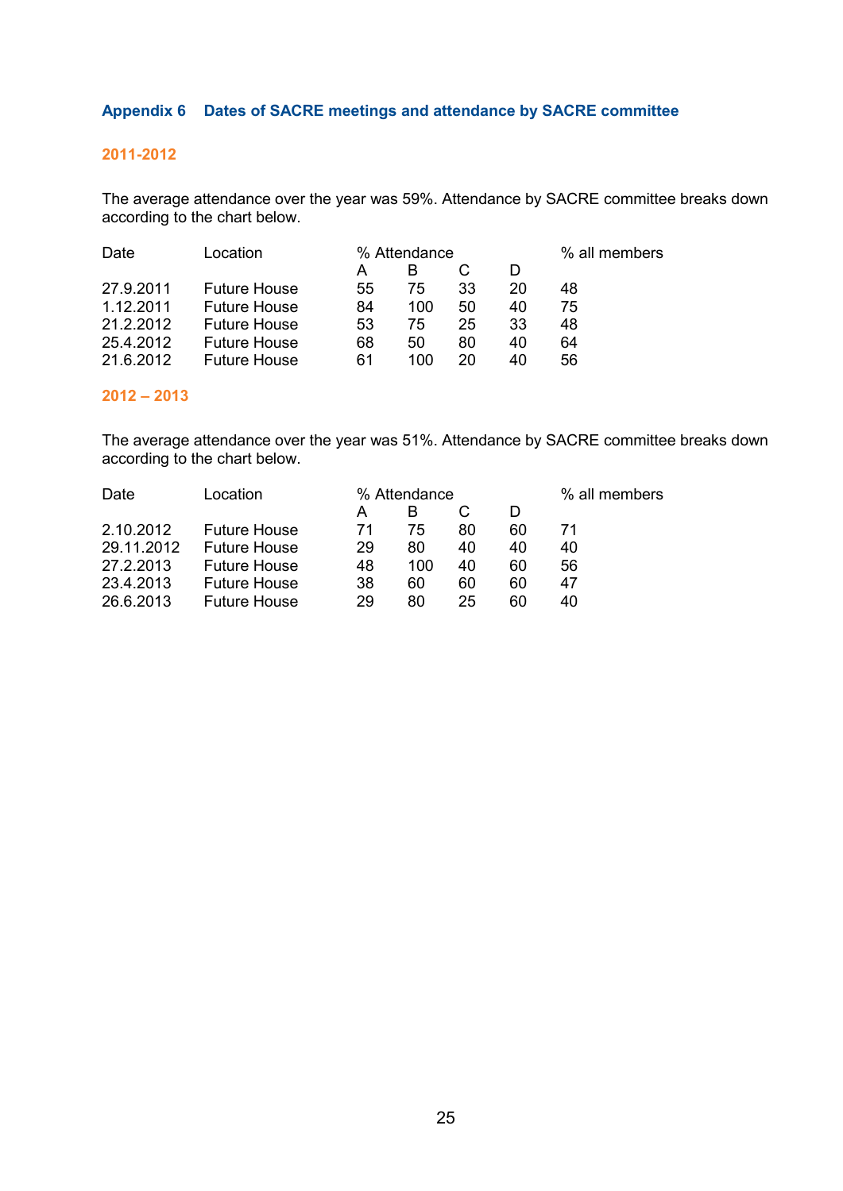## Appendix 6 Dates of SACRE meetings and attendance by SACRE committee

### 2011-2012

The average attendance over the year was 59%. Attendance by SACRE committee breaks down according to the chart below.

| Date | Location | % Attendance | | | | % all members |
|---|---|---|---|---|---|---|
| | | A | B | C | D | |
| 27.9.2011 | Future House | 55 | 75 | 33 | 20 | 48 |
| 1.12.2011 | Future House | 84 | 100 | 50 | 40 | 75 |
| 21.2.2012 | Future House | 53 | 75 | 25 | 33 | 48 |
| 25.4.2012 | Future House | 68 | 50 | 80 | 40 | 64 |
| 21.6.2012 | Future House | 61 | 100 | 20 | 40 | 56 |

### 2012 – 2013

The average attendance over the year was 51%. Attendance by SACRE committee breaks down according to the chart below.

| Date | Location | % Attendance | | | | % all members |
|---|---|---|---|---|---|---|
| | | A | B | C | D | |
| 2.10.2012 | Future House | 71 | 75 | 80 | 60 | 71 |
| 29.11.2012 | Future House | 29 | 80 | 40 | 40 | 40 |
| 27.2.2013 | Future House | 48 | 100 | 40 | 60 | 56 |
| 23.4.2013 | Future House | 38 | 60 | 60 | 60 | 47 |
| 26.6.2013 | Future House | 29 | 80 | 25 | 60 | 40 |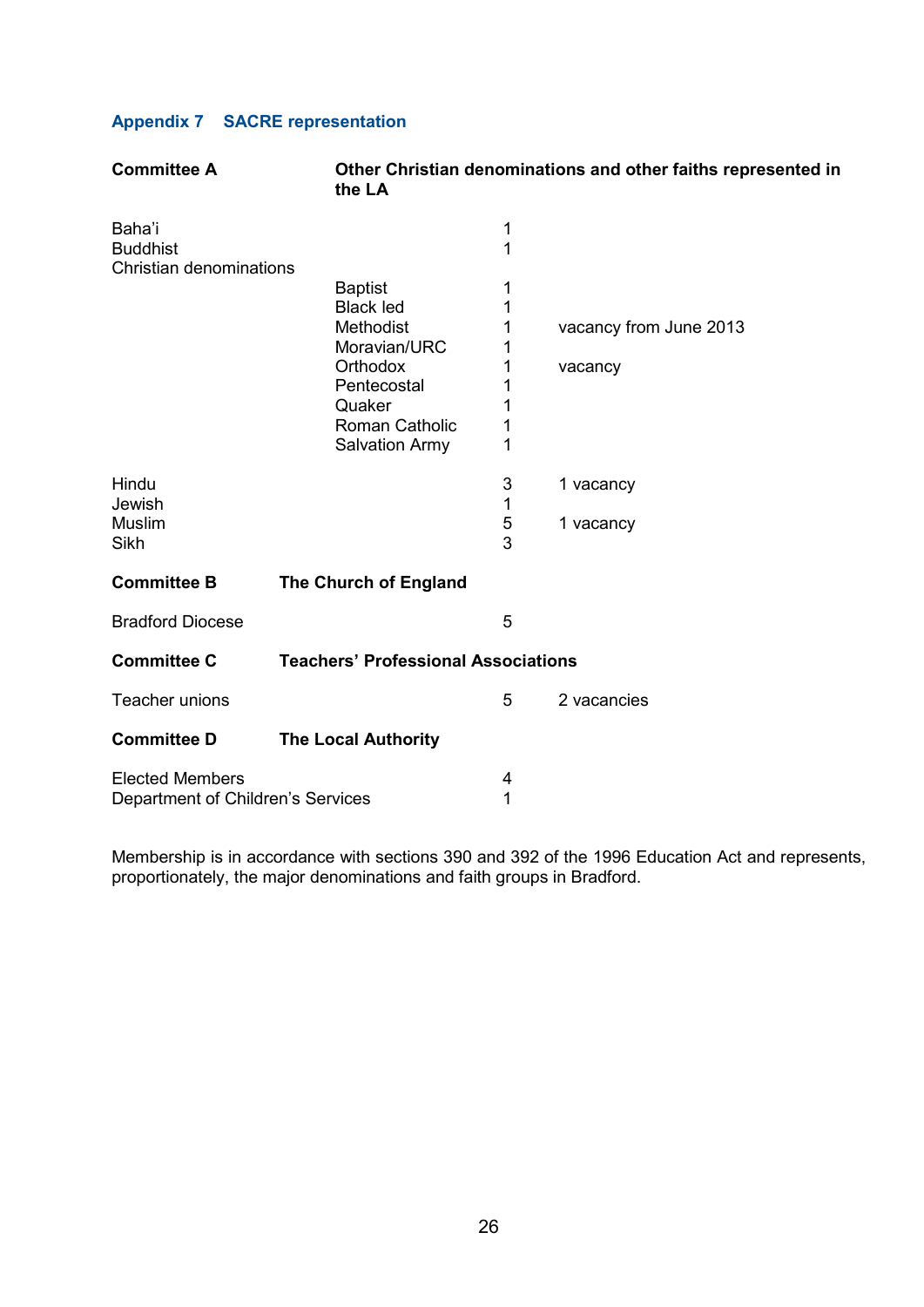## Appendix 7 SACRE representation

| **Committee A** | **Other Christian denominations and other faiths represented in the LA** | | |
|---|---|---|---|
| Baha'i | | 1 | |
| Buddhist | | 1 | |
| Christian denominations | | | |
| | Baptist | 1 | |
| | Black led | 1 | |
| | Methodist | 1 | vacancy from June 2013 |
| | Moravian/URC | 1 | |
| | Orthodox | 1 | vacancy |
| | Pentecostal | 1 | |
| | Quaker | 1 | |
| | Roman Catholic | 1 | |
| | Salvation Army | 1 | |
| Hindu | | 3 | 1 vacancy |
| Jewish | | 1 | |
| Muslim | | 5 | 1 vacancy |
| Sikh | | 3 | |
| **Committee B** | **The Church of England** | | |
| Bradford Diocese | | 5 | |
| **Committee C** | **Teachers' Professional Associations** | | |
| Teacher unions | | 5 | 2 vacancies |
| **Committee D** | **The Local Authority** | | |
| Elected Members | | 4 | |
| Department of Children's Services | | 1 | |

Membership is in accordance with sections 390 and 392 of the 1996 Education Act and represents, proportionately, the major denominations and faith groups in Bradford.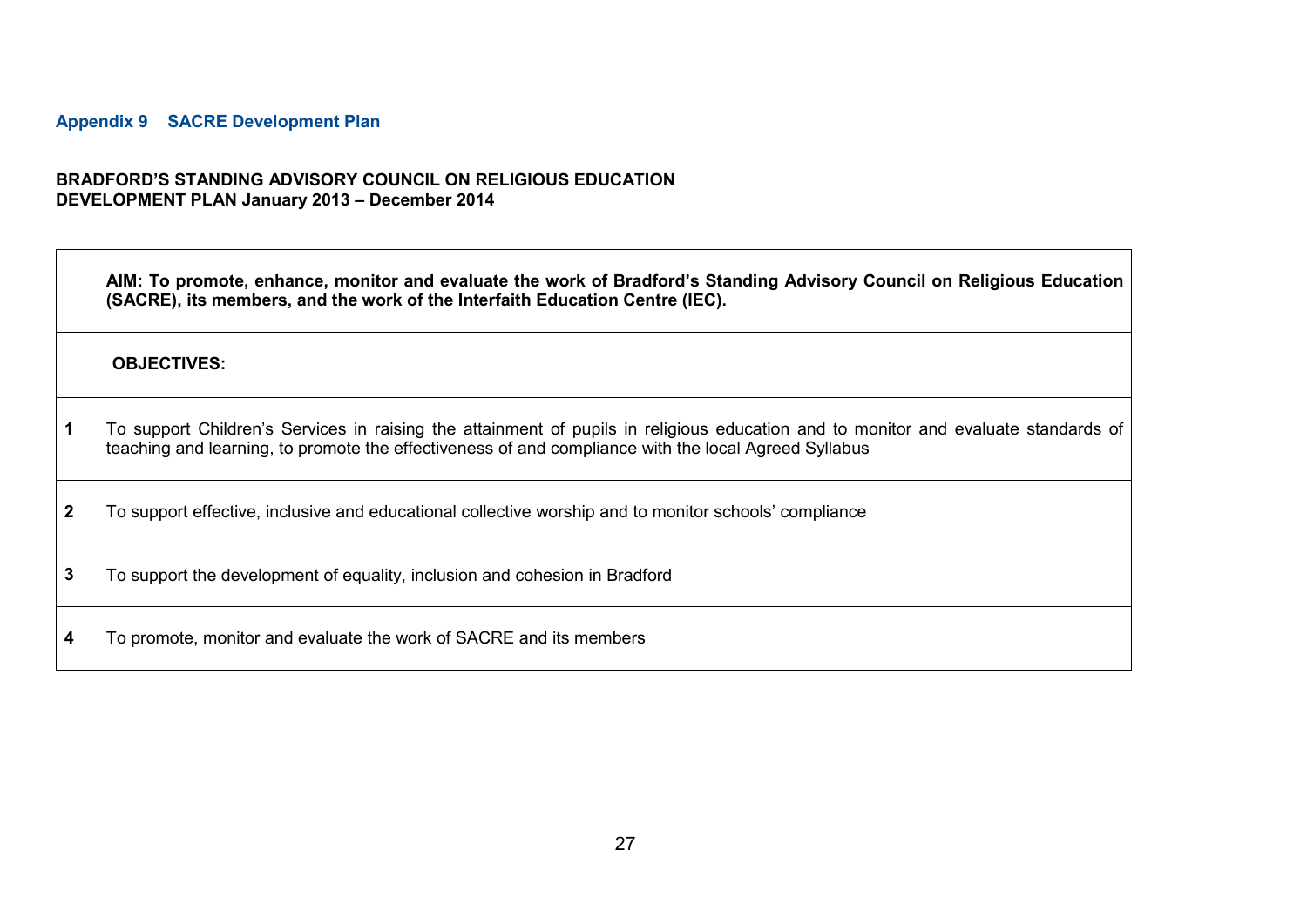### Appendix 9 SACRE Development Plan

**BRADFORD'S STANDING ADVISORY COUNCIL ON RELIGIOUS EDUCATION**
**DEVELOPMENT PLAN January 2013 – December 2014**

| | **AIM: To promote, enhance, monitor and evaluate the work of Bradford's Standing Advisory Council on Religious Education (SACRE), its members, and the work of the Interfaith Education Centre (IEC).** |
|---|---|
| | **OBJECTIVES:** |
| **1** | To support Children's Services in raising the attainment of pupils in religious education and to monitor and evaluate standards of teaching and learning, to promote the effectiveness of and compliance with the local Agreed Syllabus |
| **2** | To support effective, inclusive and educational collective worship and to monitor schools' compliance |
| **3** | To support the development of equality, inclusion and cohesion in Bradford |
| **4** | To promote, monitor and evaluate the work of SACRE and its members |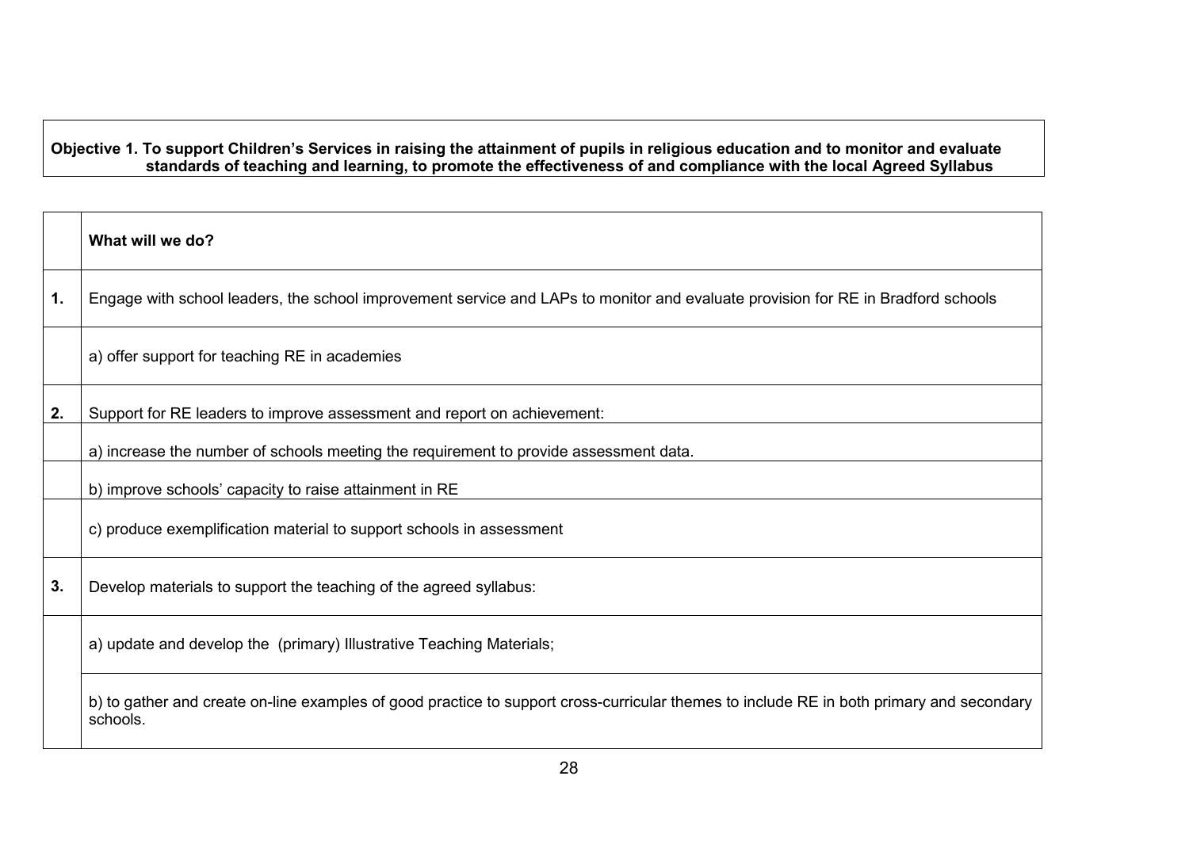**Objective 1. To support Children's Services in raising the attainment of pupils in religious education and to monitor and evaluate standards of teaching and learning, to promote the effectiveness of and compliance with the local Agreed Syllabus**

| | **What will we do?** |
|---|---|
| **1.** | Engage with school leaders, the school improvement service and LAPs to monitor and evaluate provision for RE in Bradford schools |
| | a) offer support for teaching RE in academies |
| **2.** | Support for RE leaders to improve assessment and report on achievement: |
| | a) increase the number of schools meeting the requirement to provide assessment data. |
| | b) improve schools' capacity to raise attainment in RE |
| | c) produce exemplification material to support schools in assessment |
| **3.** | Develop materials to support the teaching of the agreed syllabus: |
| | a) update and develop the (primary) Illustrative Teaching Materials; |
| | b) to gather and create on-line examples of good practice to support cross-curricular themes to include RE in both primary and secondary schools. |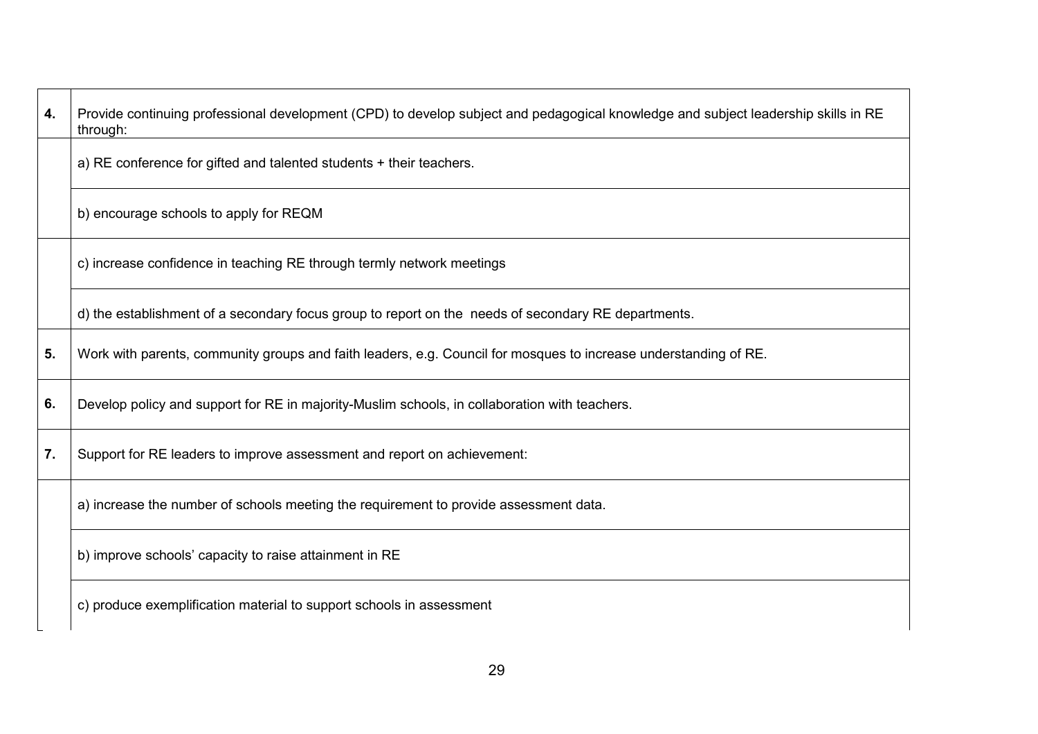| | |
|---|---|
| **4.** | Provide continuing professional development (CPD) to develop subject and pedagogical knowledge and subject leadership skills in RE through: |
| | a) RE conference for gifted and talented students + their teachers. |
| | b) encourage schools to apply for REQM |
| | c) increase confidence in teaching RE through termly network meetings |
| | d) the establishment of a secondary focus group to report on the needs of secondary RE departments. |
| **5.** | Work with parents, community groups and faith leaders, e.g. Council for mosques to increase understanding of RE. |
| **6.** | Develop policy and support for RE in majority-Muslim schools, in collaboration with teachers. |
| **7.** | Support for RE leaders to improve assessment and report on achievement: |
| | a) increase the number of schools meeting the requirement to provide assessment data. |
| | b) improve schools' capacity to raise attainment in RE |
| | c) produce exemplification material to support schools in assessment |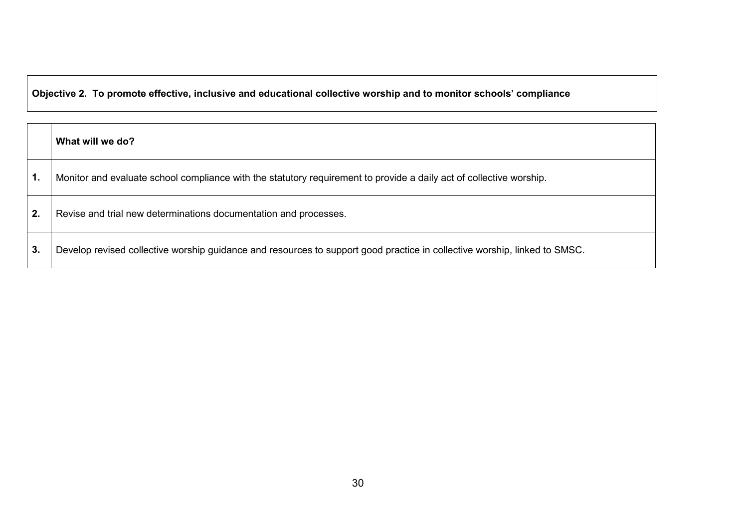**Objective 2. To promote effective, inclusive and educational collective worship and to monitor schools' compliance**

| | What will we do? |
|---|---|
| **1.** | Monitor and evaluate school compliance with the statutory requirement to provide a daily act of collective worship. |
| **2.** | Revise and trial new determinations documentation and processes. |
| **3.** | Develop revised collective worship guidance and resources to support good practice in collective worship, linked to SMSC. |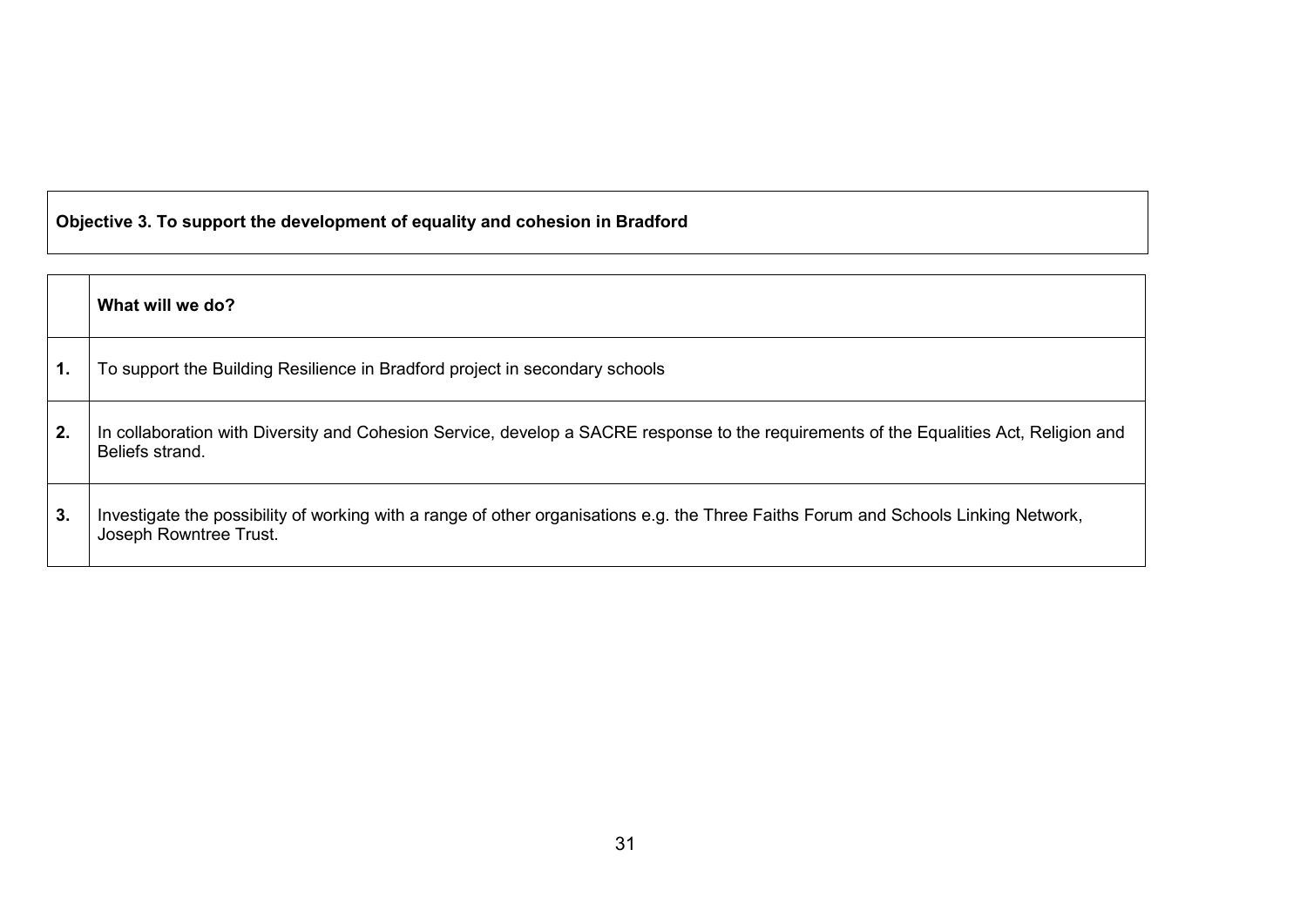**Objective 3. To support the development of equality and cohesion in Bradford**

| | **What will we do?** |
|---|---|
| **1.** | To support the Building Resilience in Bradford project in secondary schools |
| **2.** | In collaboration with Diversity and Cohesion Service, develop a SACRE response to the requirements of the Equalities Act, Religion and Beliefs strand. |
| **3.** | Investigate the possibility of working with a range of other organisations e.g. the Three Faiths Forum and Schools Linking Network, Joseph Rowntree Trust. |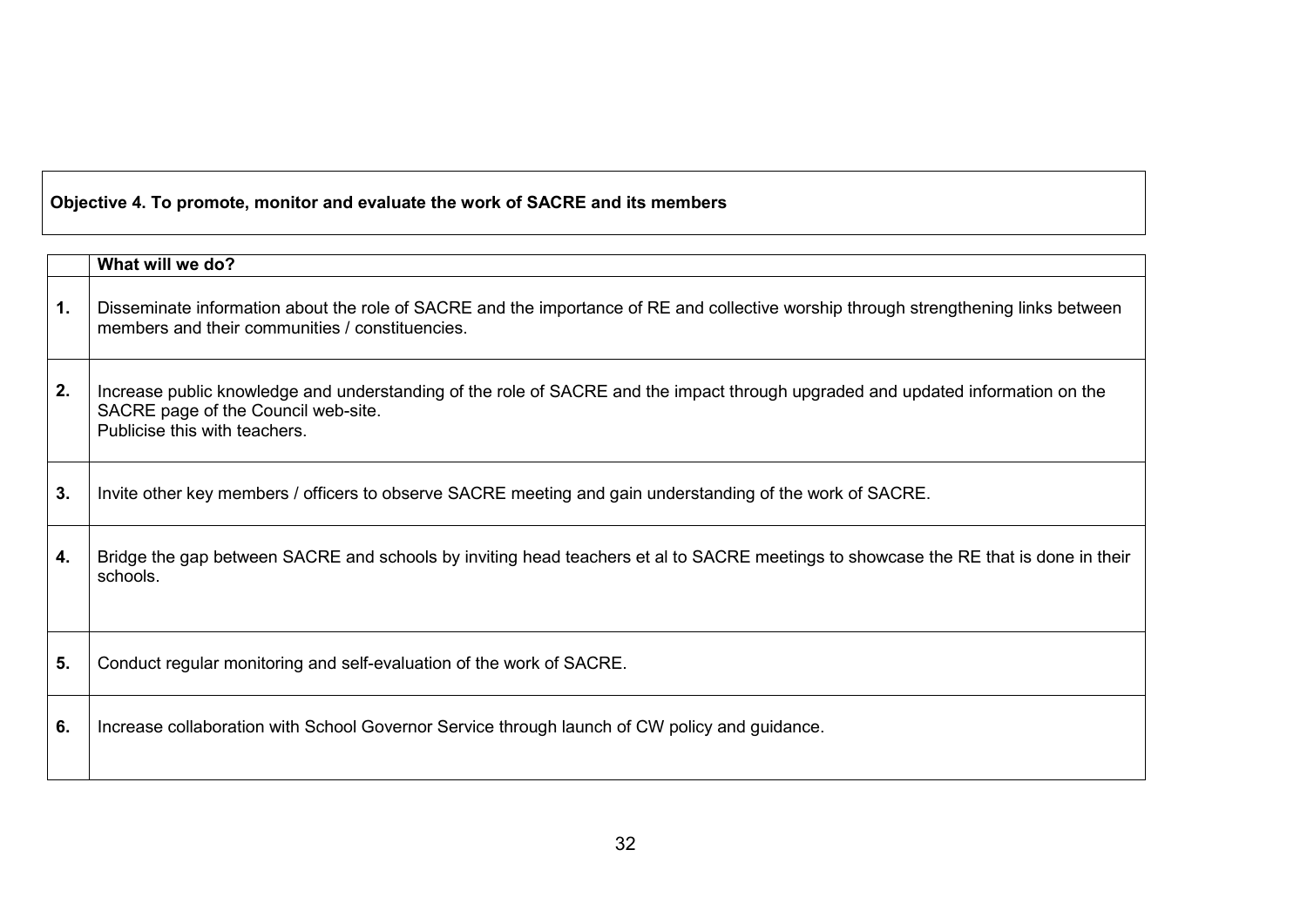**Objective 4. To promote, monitor and evaluate the work of SACRE and its members**

| | What will we do? |
|---|---|
| **1.** | Disseminate information about the role of SACRE and the importance of RE and collective worship through strengthening links between members and their communities / constituencies. |
| **2.** | Increase public knowledge and understanding of the role of SACRE and the impact through upgraded and updated information on the SACRE page of the Council web-site.<br>Publicise this with teachers. |
| **3.** | Invite other key members / officers to observe SACRE meeting and gain understanding of the work of SACRE. |
| **4.** | Bridge the gap between SACRE and schools by inviting head teachers et al to SACRE meetings to showcase the RE that is done in their schools. |
| **5.** | Conduct regular monitoring and self-evaluation of the work of SACRE. |
| **6.** | Increase collaboration with School Governor Service through launch of CW policy and guidance. |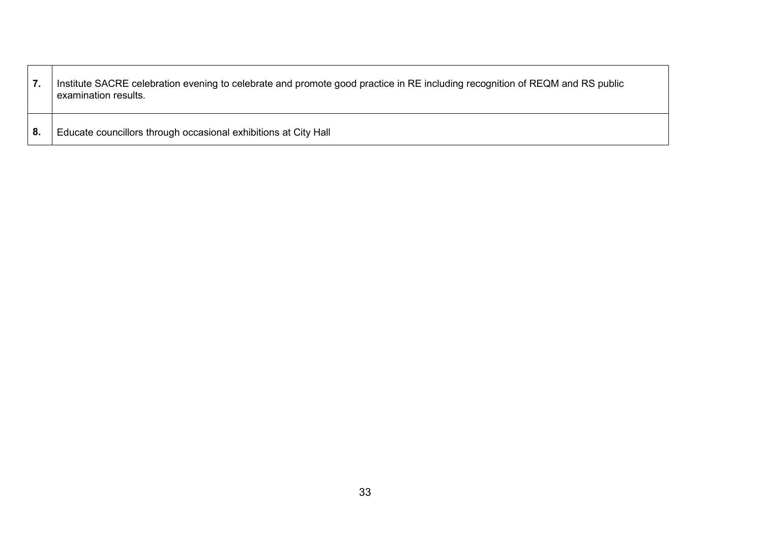| | |
|---|---|
| **7.** | Institute SACRE celebration evening to celebrate and promote good practice in RE including recognition of REQM and RS public examination results. |
| **8.** | Educate councillors through occasional exhibitions at City Hall |